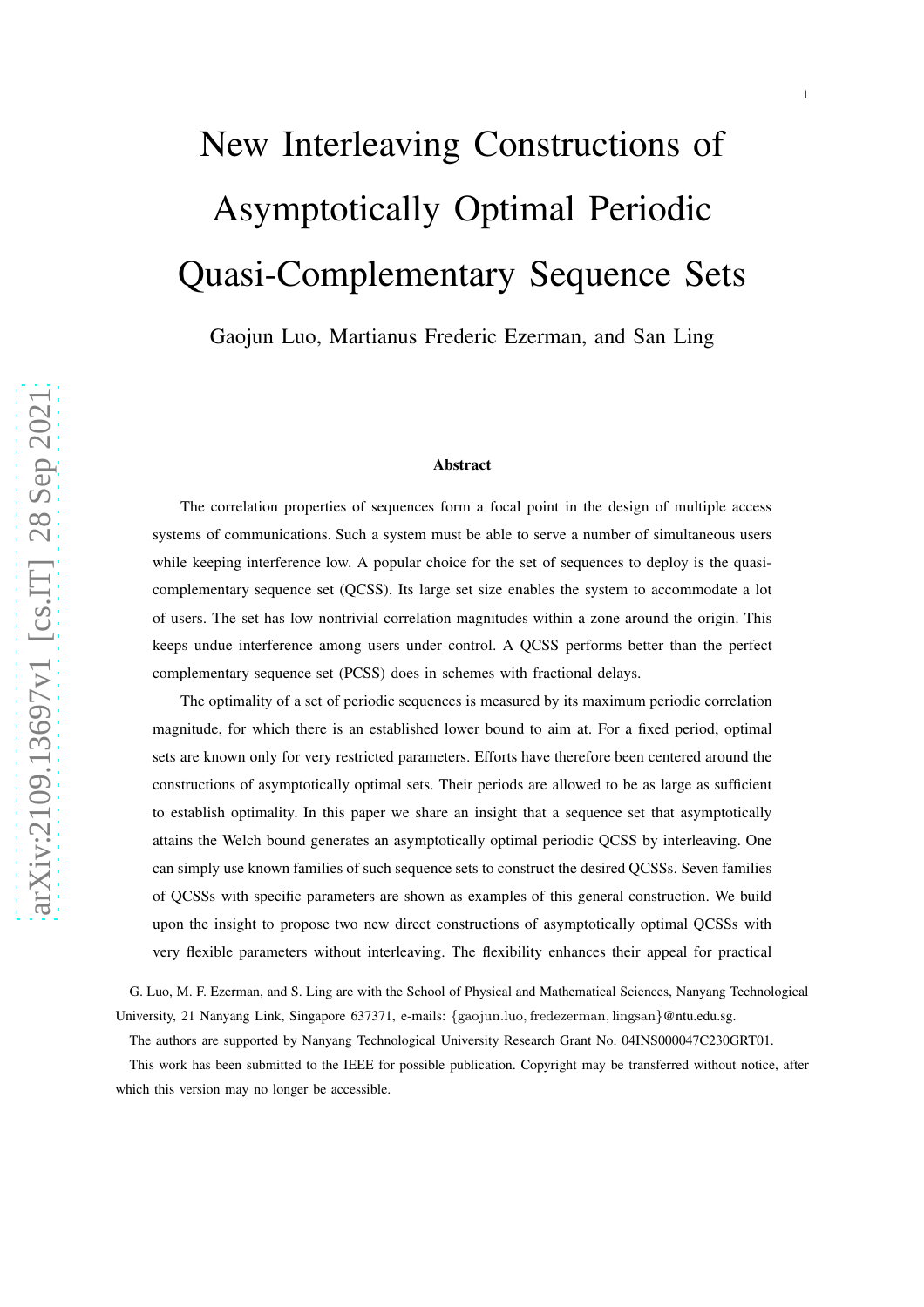# New Interleaving Constructions of Asymptotically Optimal Periodic Quasi-Complementary Sequence Sets

Gaojun Luo, Martianus Frederic Ezerman, and San Ling

### Abstract

The correlation properties of sequences form a focal point in the design of multiple access systems of communications. Such a system must be able to serve a number of simultaneous users while keeping interference low. A popular choice for the set of sequences to deploy is the quasi-complementary sequence set (QCSS). Its large set size enables the system to accommodate a lot of users. The set has low nontrivial correlation magnitudes within a zone around the origin. This keeps undue interference among users under control. A QCSS performs better than the perfect complementary sequence set (PCSS) does in schemes with fractional delays.

The optimality of a set of periodic sequences is measured by its maximum periodic correlation magnitude, for which there is an established lower bound to aim at. For a fixed period, optimal sets are known only for very restricted parameters. Efforts have therefore been centered around the constructions of asymptotically optimal sets. Their periods are allowed to be as large as sufficient to establish optimality. In this paper we share an insight that a sequence set that asymptotically attains the Welch bound generates an asymptotically optimal periodic QCSS by interleaving. One can simply use known families of such sequence sets to construct the desired QCSSs. Seven families of QCSSs with specific parameters are shown as examples of this general construction. We build upon the insight to propose two new direct constructions of asymptotically optimal QCSSs with very flexible parameters without interleaving. The flexibility enhances their appeal for practical

G. Luo, M. F. Ezerman, and S. Ling are with the School of Physical and Mathematical Sciences, Nanyang Technological University, 21 Nanyang Link, Singapore 637371, e-mails: {gaojun.luo, fredezerman, lingsan}@ntu.edu.sg.

The authors are supported by Nanyang Technological University Research Grant No. 04INS000047C230GRT01.

This work has been submitted to the IEEE for possible publication. Copyright may be transferred without notice, after which this version may no longer be accessible.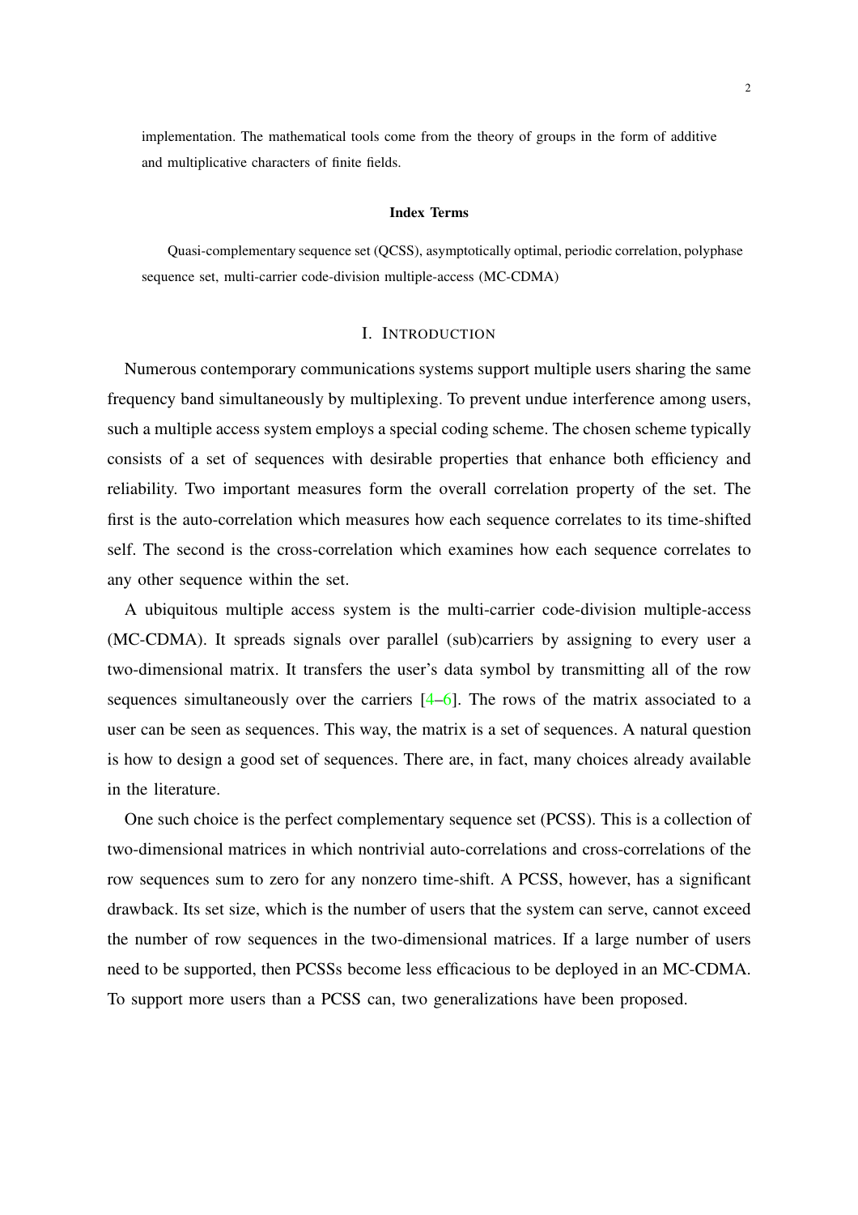implementation. The mathematical tools come from the theory of groups in the form of additive and multiplicative characters of finite fields.

#### Index Terms

Quasi-complementary sequence set (QCSS), asymptotically optimal, periodic correlation, polyphase sequence set, multi-carrier code-division multiple-access (MC-CDMA)

## I. Introduction

Numerous contemporary communications systems support multiple users sharing the same frequency band simultaneously by multiplexing. To prevent undue interference among users, such a multiple access system employs a special coding scheme. The chosen scheme typically consists of a set of sequences with desirable properties that enhance both efficiency and reliability. Two important measures form the overall correlation property of the set. The first is the auto-correlation which measures how each sequence correlates to its time-shifted self. The second is the cross-correlation which examines how each sequence correlates to any other sequence within the set.

A ubiquitous multiple access system is the multi-carrier code-division multiple-access (MC-CDMA). It spreads signals over parallel (sub)carriers by assigning to every user a two-dimensional matrix. It transfers the user's data symbol by transmitting all of the row sequences simultaneously over the carriers [4–6]. The rows of the matrix associated to a user can be seen as sequences. This way, the matrix is a set of sequences. A natural question is how to design a good set of sequences. There are, in fact, many choices already available in the literature.

One such choice is the perfect complementary sequence set (PCSS). This is a collection of two-dimensional matrices in which nontrivial auto-correlations and cross-correlations of the row sequences sum to zero for any nonzero time-shift. A PCSS, however, has a significant drawback. Its set size, which is the number of users that the system can serve, cannot exceed the number of row sequences in the two-dimensional matrices. If a large number of users need to be supported, then PCSSs become less efficacious to be deployed in an MC-CDMA. To support more users than a PCSS can, two generalizations have been proposed.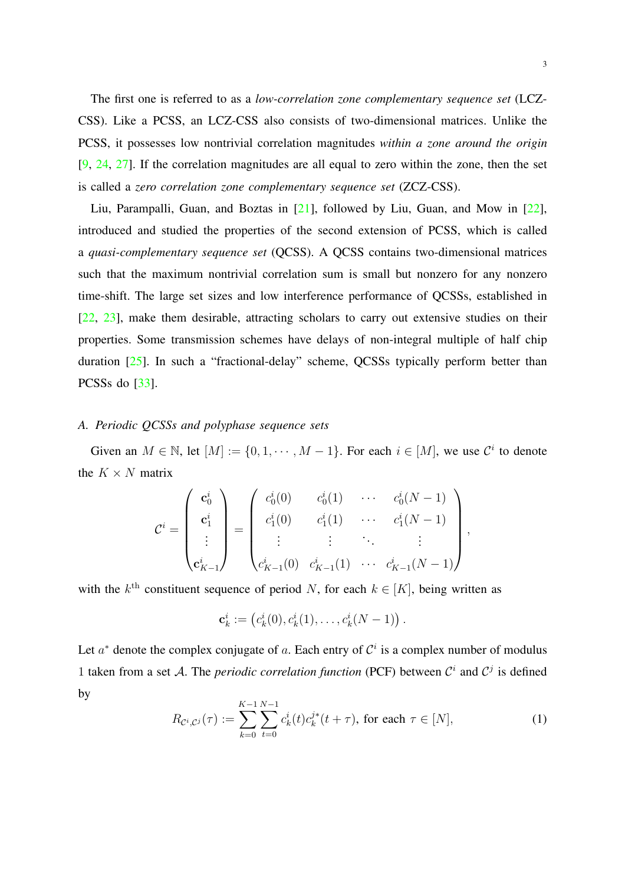The first one is referred to as a *low-correlation zone complementary sequence set* (LCZ-CSS). Like a PCSS, an LCZ-CSS also consists of two-dimensional matrices. Unlike the PCSS, it possesses low nontrivial correlation magnitudes *within a zone around the origin* [9, 24, 27]. If the correlation magnitudes are all equal to zero within the zone, then the set is called a *zero correlation zone complementary sequence set* (ZCZ-CSS).

Liu, Parampalli, Guan, and Boztas in [21], followed by Liu, Guan, and Mow in [22], introduced and studied the properties of the second extension of PCSS, which is called a *quasi-complementary sequence set* (QCSS). A QCSS contains two-dimensional matrices such that the maximum nontrivial correlation sum is small but nonzero for any nonzero time-shift. The large set sizes and low interference performance of QCSSs, established in [22, 23], make them desirable, attracting scholars to carry out extensive studies on their properties. Some transmission schemes have delays of non-integral multiple of half chip duration [25]. In such a "fractional-delay" scheme, QCSSs typically perform better than PCSSs do [33].

### A. Periodic QCSSs and polyphase sequence sets

Given an $M \in \mathbb{N}$, let $[M] := \{0, 1, \cdots, M-1\}$. For each $i \in [M]$, we use $\mathcal{C}^i$ to denote the $K \times N$ matrix

$$\mathcal{C}^i = \begin{pmatrix} \mathbf{c}_0^i \\ \mathbf{c}_1^i \\ \vdots \\ \mathbf{c}_{K-1}^i \end{pmatrix} = \begin{pmatrix} c_0^i(0) & c_0^i(1) & \cdots & c_0^i(N-1) \\ c_1^i(0) & c_1^i(1) & \cdots & c_1^i(N-1) \\ \vdots & \vdots & \ddots & \vdots \\ c_{K-1}^i(0) & c_{K-1}^i(1) & \cdots & c_{K-1}^i(N-1) \end{pmatrix},$$

with the $k^{\text{th}}$ constituent sequence of period $N$, for each $k \in [K]$, being written as

$$\mathbf{c}_k^i := \left(c_k^i(0), c_k^i(1), \ldots, c_k^i(N-1)\right).$$

Let $a^*$ denote the complex conjugate of $a$. Each entry of $\mathcal{C}^i$ is a complex number of modulus 1 taken from a set $\mathcal{A}$. The *periodic correlation function* (PCF) between $\mathcal{C}^i$ and $\mathcal{C}^j$ is defined by

$$R_{\mathcal{C}^i,\mathcal{C}^j}(\tau) := \sum_{k=0}^{K-1} \sum_{t=0}^{N-1} c_k^i(t) c_k^{j*}(t+\tau), \text{ for each } \tau \in [N], \tag{1}$$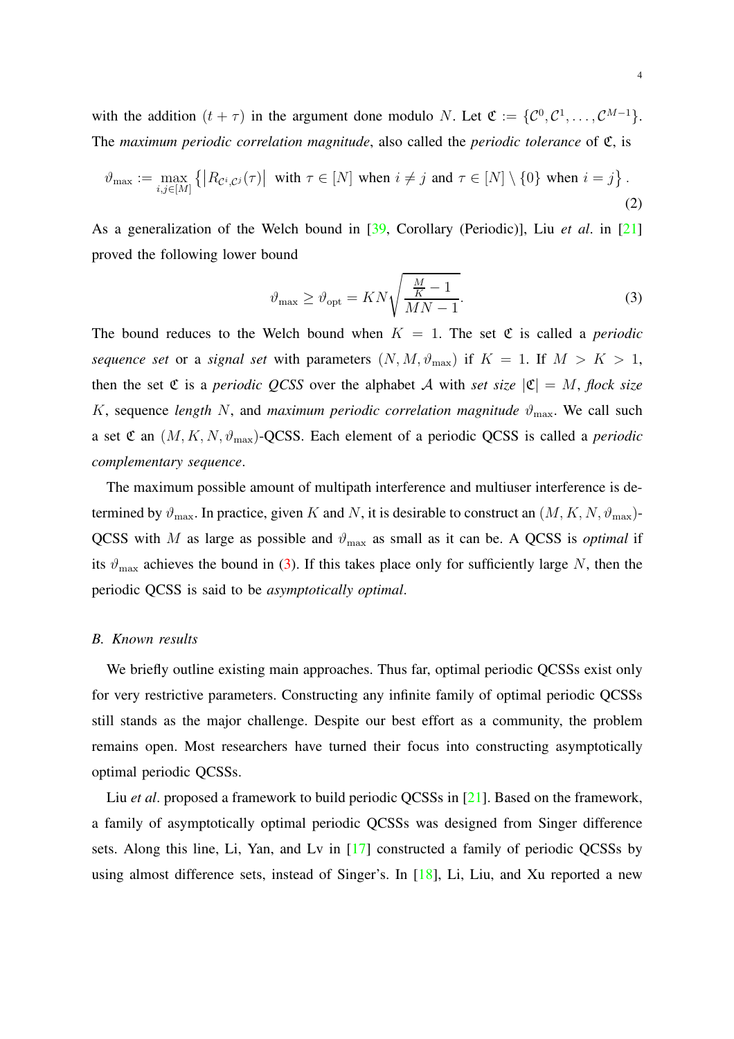with the addition $(t+\tau)$ in the argument done modulo $N$. Let $\mathfrak{C} := \{\mathcal{C}^0, \mathcal{C}^1, \ldots, \mathcal{C}^{M-1}\}$. The *maximum periodic correlation magnitude*, also called the *periodic tolerance* of $\mathfrak{C}$, is

$$\vartheta_{\max} := \max_{i,j \in [M]} \left\{ \left| R_{\mathcal{C}^i,\mathcal{C}^j}(\tau) \right| \text{ with } \tau \in [N] \text{ when } i \neq j \text{ and } \tau \in [N] \setminus \{0\} \text{ when } i = j \right\}. \tag{2}$$

As a generalization of the Welch bound in [39, Corollary (Periodic)], Liu *et al*. in [21] proved the following lower bound

$$\vartheta_{\max} \geq \vartheta_{\mathrm{opt}} = KN\sqrt{\frac{\frac{M}{K}-1}{MN-1}}. \tag{3}$$

The bound reduces to the Welch bound when $K = 1$. The set $\mathfrak{C}$ is called a *periodic sequence set* or a *signal set* with parameters $(N, M, \vartheta_{\max})$ if $K = 1$. If $M > K > 1$, then the set $\mathfrak{C}$ is a *periodic QCSS* over the alphabet $\mathcal{A}$ with *set size* $|\mathfrak{C}| = M$, *flock size* $K$, sequence *length* $N$, and *maximum periodic correlation magnitude* $\vartheta_{\max}$. We call such a set $\mathfrak{C}$ an $(M, K, N, \vartheta_{\max})$-QCSS. Each element of a periodic QCSS is called a *periodic complementary sequence*.

The maximum possible amount of multipath interference and multiuser interference is determined by $\vartheta_{\max}$. In practice, given $K$ and $N$, it is desirable to construct an $(M, K, N, \vartheta_{\max})$-QCSS with $M$ as large as possible and $\vartheta_{\max}$ as small as it can be. A QCSS is *optimal* if its $\vartheta_{\max}$ achieves the bound in (3). If this takes place only for sufficiently large $N$, then the periodic QCSS is said to be *asymptotically optimal*.

## B. Known results

We briefly outline existing main approaches. Thus far, optimal periodic QCSSs exist only for very restrictive parameters. Constructing any infinite family of optimal periodic QCSSs still stands as the major challenge. Despite our best effort as a community, the problem remains open. Most researchers have turned their focus into constructing asymptotically optimal periodic QCSSs.

Liu *et al*. proposed a framework to build periodic QCSSs in [21]. Based on the framework, a family of asymptotically optimal periodic QCSSs was designed from Singer difference sets. Along this line, Li, Yan, and Lv in [17] constructed a family of periodic QCSSs by using almost difference sets, instead of Singer's. In [18], Li, Liu, and Xu reported a new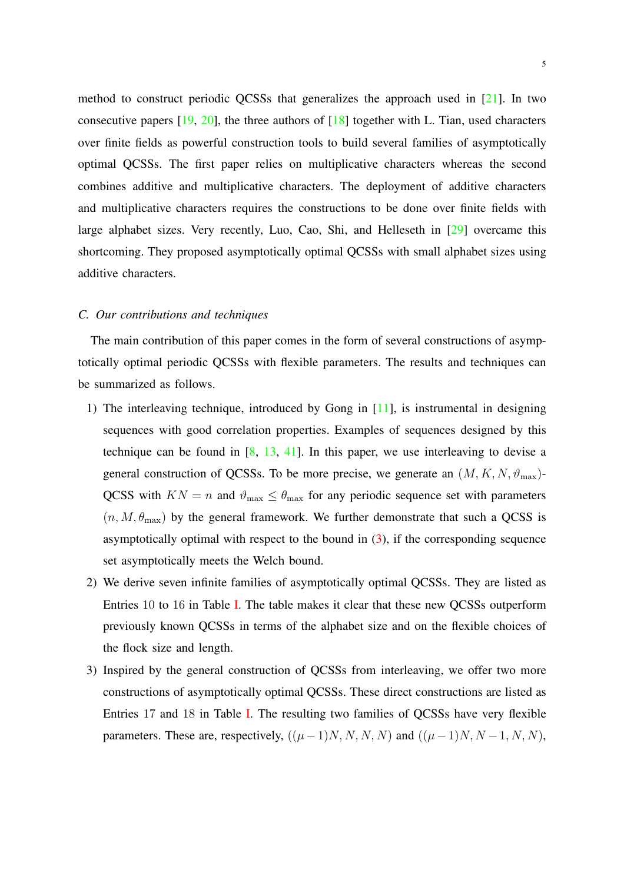method to construct periodic QCSSs that generalizes the approach used in [21]. In two consecutive papers [19, 20], the three authors of [18] together with L. Tian, used characters over finite fields as powerful construction tools to build several families of asymptotically optimal QCSSs. The first paper relies on multiplicative characters whereas the second combines additive and multiplicative characters. The deployment of additive characters and multiplicative characters requires the constructions to be done over finite fields with large alphabet sizes. Very recently, Luo, Cao, Shi, and Helleseth in [29] overcame this shortcoming. They proposed asymptotically optimal QCSSs with small alphabet sizes using additive characters.

### *C. Our contributions and techniques*

The main contribution of this paper comes in the form of several constructions of asymptotically optimal periodic QCSSs with flexible parameters. The results and techniques can be summarized as follows.

1) The interleaving technique, introduced by Gong in [11], is instrumental in designing sequences with good correlation properties. Examples of sequences designed by this technique can be found in [8, 13, 41]. In this paper, we use interleaving to devise a general construction of QCSSs. To be more precise, we generate an $(M, K, N, \vartheta_{\max})$-QCSS with $KN = n$ and $\vartheta_{\max} \leq \theta_{\max}$ for any periodic sequence set with parameters $(n, M, \theta_{\max})$ by the general framework. We further demonstrate that such a QCSS is asymptotically optimal with respect to the bound in (3), if the corresponding sequence set asymptotically meets the Welch bound.
2) We derive seven infinite families of asymptotically optimal QCSSs. They are listed as Entries 10 to 16 in Table I. The table makes it clear that these new QCSSs outperform previously known QCSSs in terms of the alphabet size and on the flexible choices of the flock size and length.
3) Inspired by the general construction of QCSSs from interleaving, we offer two more constructions of asymptotically optimal QCSSs. These direct constructions are listed as Entries 17 and 18 in Table I. The resulting two families of QCSSs have very flexible parameters. These are, respectively, $((\mu-1)N, N, N, N)$ and $((\mu-1)N, N-1, N, N)$,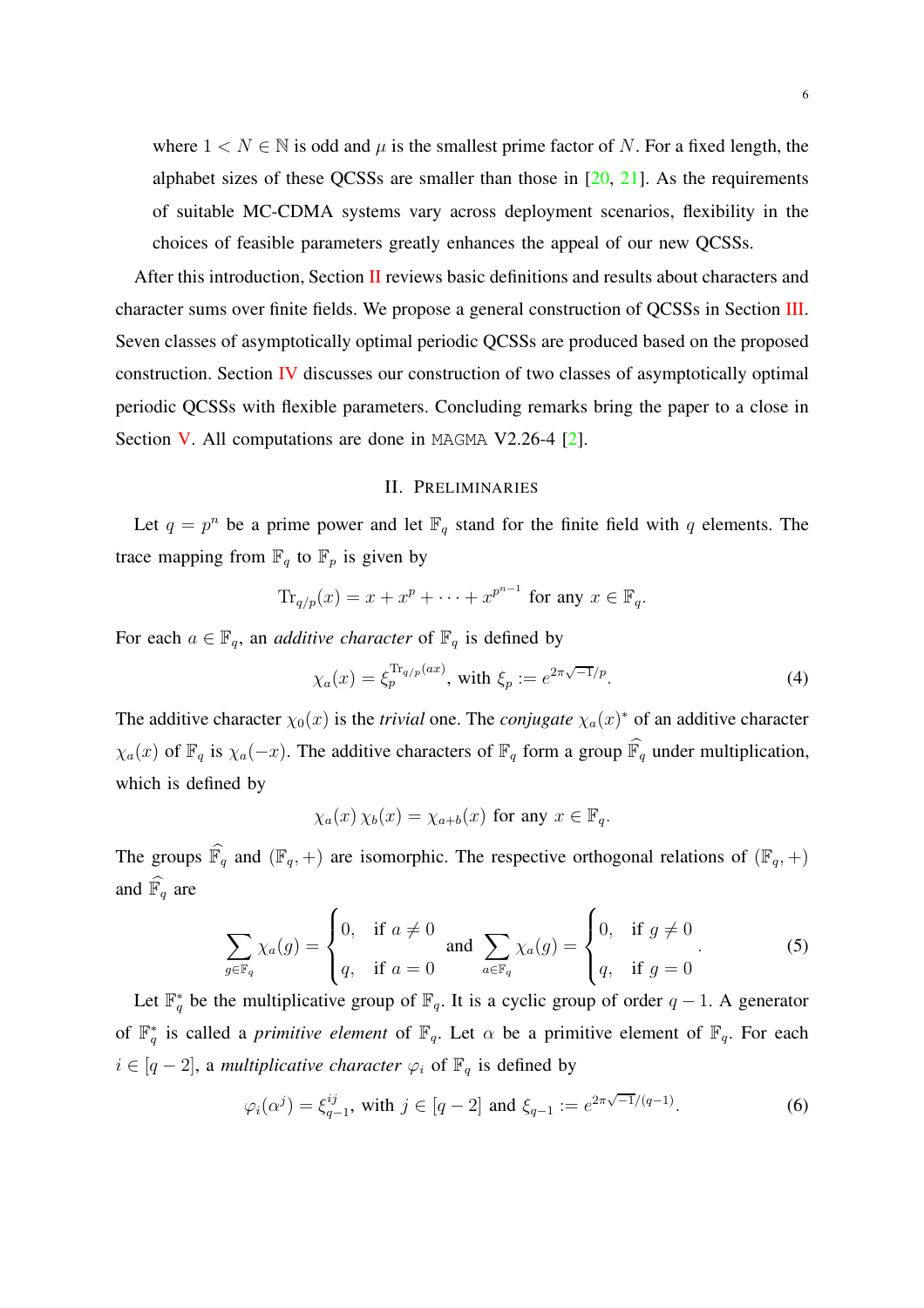where $1 < N \in \mathbb{N}$ is odd and $\mu$ is the smallest prime factor of $N$. For a fixed length, the alphabet sizes of these QCSSs are smaller than those in [20, 21]. As the requirements of suitable MC-CDMA systems vary across deployment scenarios, flexibility in the choices of feasible parameters greatly enhances the appeal of our new QCSSs.

After this introduction, Section II reviews basic definitions and results about characters and character sums over finite fields. We propose a general construction of QCSSs in Section III. Seven classes of asymptotically optimal periodic QCSSs are produced based on the proposed construction. Section IV discusses our construction of two classes of asymptotically optimal periodic QCSSs with flexible parameters. Concluding remarks bring the paper to a close in Section V. All computations are done in MAGMA V2.26-4 [2].

## II. Preliminaries

Let $q = p^n$ be a prime power and let $\mathbb{F}_q$ stand for the finite field with $q$ elements. The trace mapping from $\mathbb{F}_q$ to $\mathbb{F}_p$ is given by

$$\mathrm{Tr}_{q/p}(x) = x + x^p + \cdots + x^{p^{n-1}} \text{ for any } x \in \mathbb{F}_q.$$

For each $a \in \mathbb{F}_q$, an *additive character* of $\mathbb{F}_q$ is defined by

$$\chi_a(x) = \xi_p^{\mathrm{Tr}_{q/p}(ax)}, \text{ with } \xi_p := e^{2\pi\sqrt{-1}/p}. \tag{4}$$

The additive character $\chi_0(x)$ is the *trivial* one. The *conjugate* $\chi_a(x)^*$ of an additive character $\chi_a(x)$ of $\mathbb{F}_q$ is $\chi_a(-x)$. The additive characters of $\mathbb{F}_q$ form a group $\widehat{\mathbb{F}_q}$ under multiplication, which is defined by

$$\chi_a(x)\, \chi_b(x) = \chi_{a+b}(x) \text{ for any } x \in \mathbb{F}_q.$$

The groups $\widehat{\mathbb{F}_q}$ and $(\mathbb{F}_q, +)$ are isomorphic. The respective orthogonal relations of $(\mathbb{F}_q, +)$ and $\widehat{\mathbb{F}_q}$ are

$$\sum_{g \in \mathbb{F}_q} \chi_a(g) = \begin{cases} 0, & \text{if } a \neq 0 \\ q, & \text{if } a = 0 \end{cases} \text{ and } \sum_{a \in \mathbb{F}_q} \chi_a(g) = \begin{cases} 0, & \text{if } g \neq 0 \\ q, & \text{if } g = 0 \end{cases}. \tag{5}$$

Let $\mathbb{F}_q^*$ be the multiplicative group of $\mathbb{F}_q$. It is a cyclic group of order $q-1$. A generator of $\mathbb{F}_q^*$ is called a *primitive element* of $\mathbb{F}_q$. Let $\alpha$ be a primitive element of $\mathbb{F}_q$. For each $i \in [q-2]$, a *multiplicative character* $\varphi_i$ of $\mathbb{F}_q$ is defined by

$$\varphi_i(\alpha^j) = \xi_{q-1}^{ij}, \text{ with } j \in [q-2] \text{ and } \xi_{q-1} := e^{2\pi\sqrt{-1}/(q-1)}. \tag{6}$$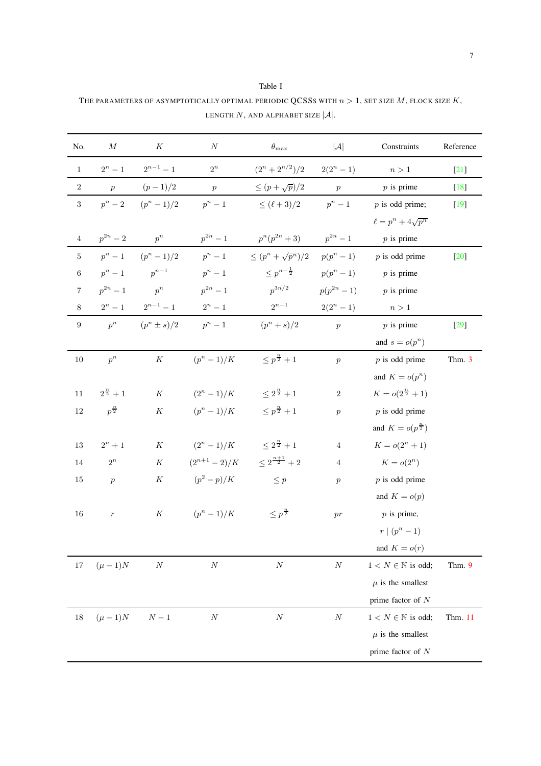Table I

THE PARAMETERS OF ASYMPTOTICALLY OPTIMAL PERIODIC QCSSS WITH $n > 1$, SET SIZE $M$, FLOCK SIZE $K$, LENGTH $N$, AND ALPHABET SIZE $|\mathcal{A}|$.

| No. | $M$ | $K$ | $N$ | $\theta_{\max}$ | $\lvert\mathcal{A}\rvert$ | Constraints | Reference |
|---|---|---|---|---|---|---|---|
| 1 | $2^n - 1$ | $2^{n-1} - 1$ | $2^n$ | $(2^n + 2^{n/2})/2$ | $2(2^n - 1)$ | $n > 1$ | [21] |
| 2 | $p$ | $(p-1)/2$ | $p$ | $\leq (p + \sqrt{p})/2$ | $p$ | $p$ is prime | [18] |
| 3 | $p^n - 2$ | $(p^n - 1)/2$ | $p^n - 1$ | $\leq (\ell + 3)/2$ | $p^n - 1$ | $p$ is odd prime; $\ell = p^n + 4\sqrt{p^n}$ | [19] |
| 4 | $p^{2n} - 2$ | $p^n$ | $p^{2n} - 1$ | $p^n(p^{2n} + 3)$ | $p^{2n} - 1$ | $p$ is prime | |
| 5 | $p^n - 1$ | $(p^n - 1)/2$ | $p^n - 1$ | $\leq (p^n + \sqrt{p^n})/2$ | $p(p^n - 1)$ | $p$ is odd prime | [20] |
| 6 | $p^n - 1$ | $p^{n-1}$ | $p^n - 1$ | $\leq p^{n-\frac{1}{2}}$ | $p(p^n - 1)$ | $p$ is prime | |
| 7 | $p^{2n} - 1$ | $p^n$ | $p^{2n} - 1$ | $p^{3n/2}$ | $p(p^{2n} - 1)$ | $p$ is prime | |
| 8 | $2^n - 1$ | $2^{n-1} - 1$ | $2^n - 1$ | $2^{n-1}$ | $2(2^n - 1)$ | $n > 1$ | |
| 9 | $p^n$ | $(p^n \pm s)/2$ | $p^n - 1$ | $(p^n + s)/2$ | $p$ | $p$ is prime and $s = o(p^n)$ | [29] |
| 10 | $p^n$ | $K$ | $(p^n - 1)/K$ | $\leq p^{\frac{n}{2}} + 1$ | $p$ | $p$ is odd prime and $K = o(p^n)$ | Thm. 3 |
| 11 | $2^{\frac{n}{2}} + 1$ | $K$ | $(2^n - 1)/K$ | $\leq 2^{\frac{n}{2}} + 1$ | $2$ | $K = o(2^{\frac{n}{2}} + 1)$ | |
| 12 | $p^{\frac{n}{2}}$ | $K$ | $(p^n - 1)/K$ | $\leq p^{\frac{n}{2}} + 1$ | $p$ | $p$ is odd prime and $K = o(p^{\frac{n}{2}})$ | |
| 13 | $2^n + 1$ | $K$ | $(2^n - 1)/K$ | $\leq 2^{\frac{n}{2}} + 1$ | $4$ | $K = o(2^n + 1)$ | |
| 14 | $2^n$ | $K$ | $(2^{n+1} - 2)/K$ | $\leq 2^{\frac{n+1}{2}} + 2$ | $4$ | $K = o(2^n)$ | |
| 15 | $p$ | $K$ | $(p^2 - p)/K$ | $\leq p$ | $p$ | $p$ is odd prime and $K = o(p)$ | |
| 16 | $r$ | $K$ | $(p^n - 1)/K$ | $\leq p^{\frac{n}{2}}$ | $pr$ | $p$ is prime, $r \mid (p^n - 1)$ and $K = o(r)$ | |
| 17 | $(\mu - 1)N$ | $N$ | $N$ | $N$ | $N$ | $1 < N \in \mathbb{N}$ is odd; $\mu$ is the smallest prime factor of $N$ | Thm. 9 |
| 18 | $(\mu - 1)N$ | $N - 1$ | $N$ | $N$ | $N$ | $1 < N \in \mathbb{N}$ is odd; $\mu$ is the smallest prime factor of $N$ | Thm. 11 |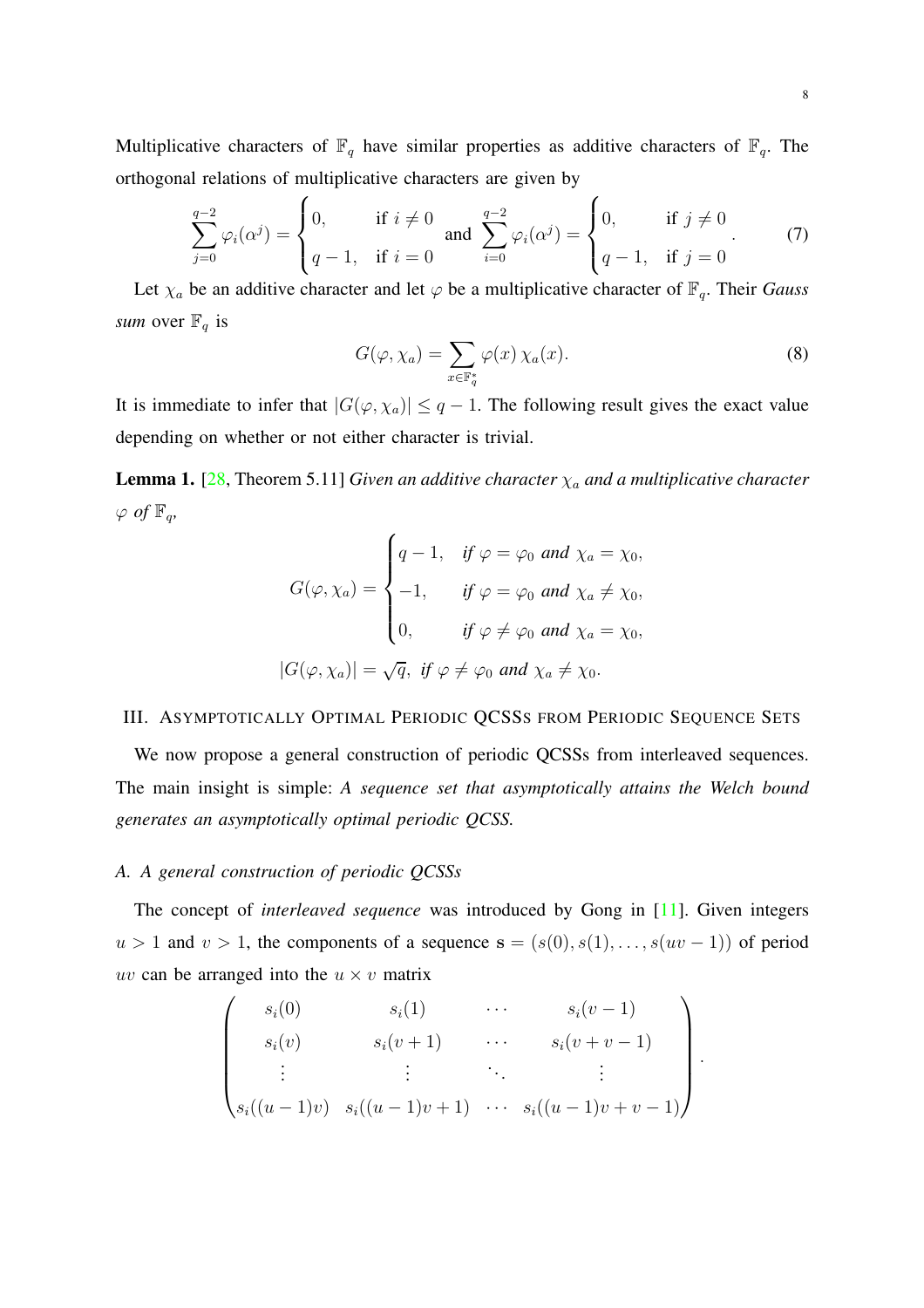Multiplicative characters of $\mathbb{F}_q$ have similar properties as additive characters of $\mathbb{F}_q$. The orthogonal relations of multiplicative characters are given by

$$\sum_{j=0}^{q-2} \varphi_i(\alpha^j) = \begin{cases} 0, & \text{if } i \neq 0 \\ q-1, & \text{if } i = 0 \end{cases} \text{ and } \sum_{i=0}^{q-2} \varphi_i(\alpha^j) = \begin{cases} 0, & \text{if } j \neq 0 \\ q-1, & \text{if } j = 0 \end{cases}. \tag{7}$$

Let $\chi_a$ be an additive character and let $\varphi$ be a multiplicative character of $\mathbb{F}_q$. Their *Gauss sum* over $\mathbb{F}_q$ is

$$G(\varphi, \chi_a) = \sum_{x \in \mathbb{F}_q^*} \varphi(x)\, \chi_a(x). \tag{8}$$

It is immediate to infer that $|G(\varphi, \chi_a)| \leq q-1$. The following result gives the exact value depending on whether or not either character is trivial.

**Lemma 1.** [28, Theorem 5.11] *Given an additive character $\chi_a$ and a multiplicative character $\varphi$ of $\mathbb{F}_q$,*

$$G(\varphi, \chi_a) = \begin{cases} q-1, & \text{if } \varphi = \varphi_0 \text{ and } \chi_a = \chi_0, \\ -1, & \text{if } \varphi = \varphi_0 \text{ and } \chi_a \neq \chi_0, \\ 0, & \text{if } \varphi \neq \varphi_0 \text{ and } \chi_a = \chi_0, \end{cases}$$

$$|G(\varphi, \chi_a)| = \sqrt{q}, \text{ if } \varphi \neq \varphi_0 \text{ and } \chi_a \neq \chi_0.$$

## III. Asymptotically Optimal Periodic QCSSs from Periodic Sequence Sets

We now propose a general construction of periodic QCSSs from interleaved sequences. The main insight is simple: *A sequence set that asymptotically attains the Welch bound generates an asymptotically optimal periodic QCSS.*

### A. A general construction of periodic QCSSs

The concept of *interleaved sequence* was introduced by Gong in [11]. Given integers $u > 1$ and $v > 1$, the components of a sequence $\mathbf{s} = (s(0), s(1), \ldots, s(uv-1))$ of period $uv$ can be arranged into the $u \times v$ matrix

$$\begin{pmatrix} s_i(0) & s_i(1) & \cdots & s_i(v-1) \\ s_i(v) & s_i(v+1) & \cdots & s_i(v+v-1) \\ \vdots & \vdots & \ddots & \vdots \\ s_i((u-1)v) & s_i((u-1)v+1) & \cdots & s_i((u-1)v+v-1) \end{pmatrix}.$$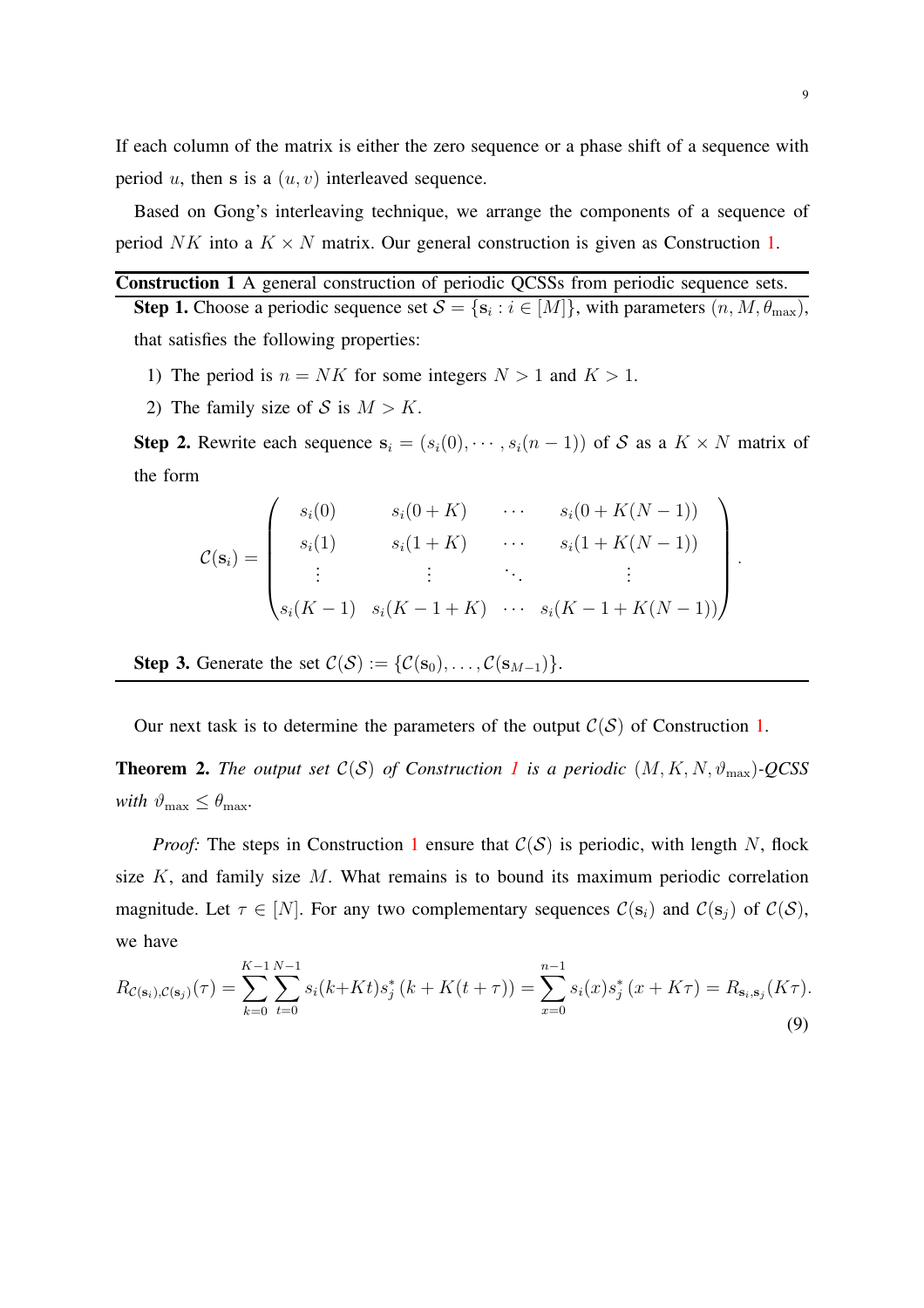If each column of the matrix is either the zero sequence or a phase shift of a sequence with period $u$, then $\mathbf{s}$ is a $(u, v)$ interleaved sequence.

Based on Gong's interleaving technique, we arrange the components of a sequence of period $NK$ into a $K \times N$ matrix. Our general construction is given as Construction 1.

---

**Construction 1** A general construction of periodic QCSSs from periodic sequence sets.

---

**Step 1.** Choose a periodic sequence set $\mathcal{S} = \{\mathbf{s}_i : i \in [M]\}$, with parameters $(n, M, \theta_{\max})$, that satisfies the following properties:

1) The period is $n = NK$ for some integers $N > 1$ and $K > 1$.
2) The family size of $\mathcal{S}$ is $M > K$.

**Step 2.** Rewrite each sequence $\mathbf{s}_i = (s_i(0), \cdots, s_i(n-1))$ of $\mathcal{S}$ as a $K \times N$ matrix of the form

$$\mathcal{C}(\mathbf{s}_i) = \begin{pmatrix} s_i(0) & s_i(0+K) & \cdots & s_i(0+K(N-1)) \\ s_i(1) & s_i(1+K) & \cdots & s_i(1+K(N-1)) \\ \vdots & \vdots & \ddots & \vdots \\ s_i(K-1) & s_i(K-1+K) & \cdots & s_i(K-1+K(N-1)) \end{pmatrix}.$$

**Step 3.** Generate the set $\mathcal{C}(\mathcal{S}) := \{\mathcal{C}(\mathbf{s}_0), \ldots, \mathcal{C}(\mathbf{s}_{M-1})\}$.

---

Our next task is to determine the parameters of the output $\mathcal{C}(\mathcal{S})$ of Construction 1.

**Theorem 2.** *The output set $\mathcal{C}(\mathcal{S})$ of Construction 1 is a periodic $(M, K, N, \vartheta_{\max})$-QCSS with $\vartheta_{\max} \leq \theta_{\max}$.*

*Proof:* The steps in Construction 1 ensure that $\mathcal{C}(\mathcal{S})$ is periodic, with length $N$, flock size $K$, and family size $M$. What remains is to bound its maximum periodic correlation magnitude. Let $\tau \in [N]$. For any two complementary sequences $\mathcal{C}(\mathbf{s}_i)$ and $\mathcal{C}(\mathbf{s}_j)$ of $\mathcal{C}(\mathcal{S})$, we have

$$R_{\mathcal{C}(\mathbf{s}_i),\mathcal{C}(\mathbf{s}_j)}(\tau) = \sum_{k=0}^{K-1}\sum_{t=0}^{N-1} s_i(k+Kt)s_j^*\left(k+K(t+\tau)\right) = \sum_{x=0}^{n-1} s_i(x)s_j^*\left(x+K\tau\right) = R_{\mathbf{s}_i,\mathbf{s}_j}(K\tau). \tag{9}$$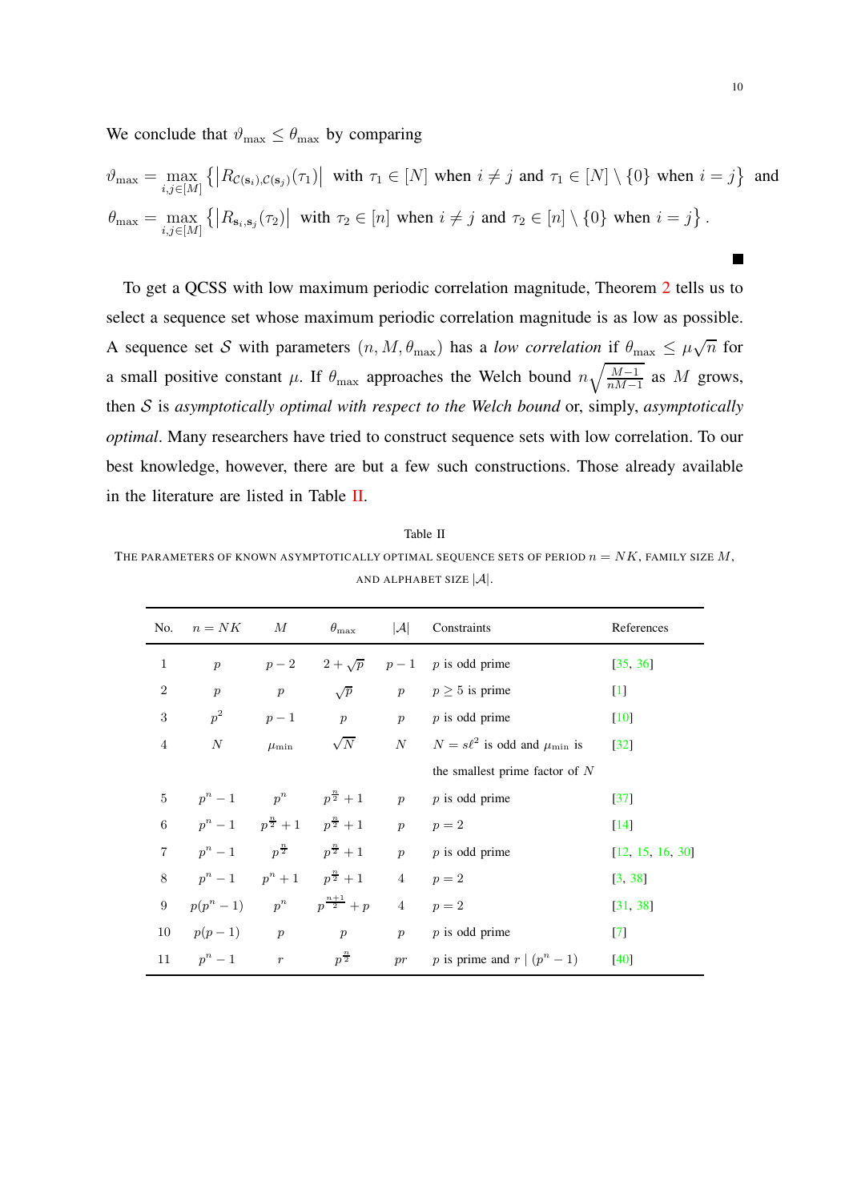We conclude that $\vartheta_{\max} \leq \theta_{\max}$ by comparing

$$\vartheta_{\max} = \max_{i,j \in [M]} \left\{ \left| R_{\mathcal{C}(\mathbf{s}_i),\mathcal{C}(\mathbf{s}_j)}(\tau_1) \right| \text{ with } \tau_1 \in [N] \text{ when } i \neq j \text{ and } \tau_1 \in [N] \setminus \{0\} \text{ when } i = j \right\} \text{ and}$$

$$\theta_{\max} = \max_{i,j \in [M]} \left\{ \left| R_{\mathbf{s}_i,\mathbf{s}_j}(\tau_2) \right| \text{ with } \tau_2 \in [n] \text{ when } i \neq j \text{ and } \tau_2 \in [n] \setminus \{0\} \text{ when } i = j \right\}.$$

■

To get a QCSS with low maximum periodic correlation magnitude, Theorem 2 tells us to select a sequence set whose maximum periodic correlation magnitude is as low as possible. A sequence set $\mathcal{S}$ with parameters $(n, M, \theta_{\max})$ has a *low correlation* if $\theta_{\max} \leq \mu\sqrt{n}$ for a small positive constant $\mu$. If $\theta_{\max}$ approaches the Welch bound $n\sqrt{\frac{M-1}{nM-1}}$ as $M$ grows, then $\mathcal{S}$ is *asymptotically optimal with respect to the Welch bound* or, simply, *asymptotically optimal*. Many researchers have tried to construct sequence sets with low correlation. To our best knowledge, however, there are but a few such constructions. Those already available in the literature are listed in Table II.

Table II

THE PARAMETERS OF KNOWN ASYMPTOTICALLY OPTIMAL SEQUENCE SETS OF PERIOD $n = NK$, FAMILY SIZE $M$, AND ALPHABET SIZE $|\mathcal{A}|$.

| No. | $n = NK$ | $M$ | $\theta_{\max}$ | $\lvert\mathcal{A}\rvert$ | Constraints | References |
|---|---|---|---|---|---|---|
| 1 | $p$ | $p-2$ | $2+\sqrt{p}$ | $p-1$ | $p$ is odd prime | [35, 36] |
| 2 | $p$ | $p$ | $\sqrt{p}$ | $p$ | $p \geq 5$ is prime | [1] |
| 3 | $p^2$ | $p-1$ | $p$ | $p$ | $p$ is odd prime | [10] |
| 4 | $N$ | $\mu_{\min}$ | $\sqrt{N}$ | $N$ | $N = s\ell^2$ is odd and $\mu_{\min}$ is the smallest prime factor of $N$ | [32] |
| 5 | $p^n - 1$ | $p^n$ | $p^{\frac{n}{2}}+1$ | $p$ | $p$ is odd prime | [37] |
| 6 | $p^n - 1$ | $p^{\frac{n}{2}}+1$ | $p^{\frac{n}{2}}+1$ | $p$ | $p = 2$ | [14] |
| 7 | $p^n - 1$ | $p^{\frac{n}{2}}$ | $p^{\frac{n}{2}}+1$ | $p$ | $p$ is odd prime | [12, 15, 16, 30] |
| 8 | $p^n - 1$ | $p^n+1$ | $p^{\frac{n}{2}}+1$ | $4$ | $p = 2$ | [3, 38] |
| 9 | $p(p^n - 1)$ | $p^n$ | $p^{\frac{n+1}{2}}+p$ | $4$ | $p = 2$ | [31, 38] |
| 10 | $p(p-1)$ | $p$ | $p$ | $p$ | $p$ is odd prime | [7] |
| 11 | $p^n - 1$ | $r$ | $p^{\frac{n}{2}}$ | $pr$ | $p$ is prime and $r \mid (p^n-1)$ | [40] |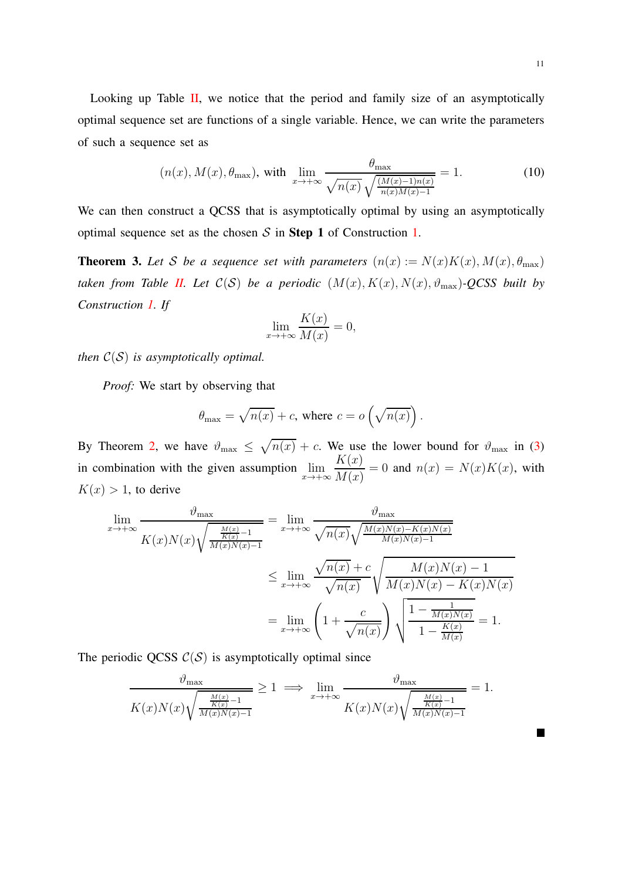Looking up Table II, we notice that the period and family size of an asymptotically optimal sequence set are functions of a single variable. Hence, we can write the parameters of such a sequence set as

$$(n(x), M(x), \theta_{\max}), \text{ with } \lim_{x\to+\infty} \frac{\theta_{\max}}{\sqrt{n(x)}\sqrt{\frac{(M(x)-1)n(x)}{n(x)M(x)-1}}} = 1. \tag{10}$$

We can then construct a QCSS that is asymptotically optimal by using an asymptotically optimal sequence set as the chosen $\mathcal{S}$ in **Step 1** of Construction 1.

**Theorem 3.** *Let $\mathcal{S}$ be a sequence set with parameters $(n(x) := N(x)K(x), M(x), \theta_{\max})$ taken from Table II. Let $\mathcal{C}(\mathcal{S})$ be a periodic $(M(x), K(x), N(x), \vartheta_{\max})$-QCSS built by Construction 1. If*

$$\lim_{x\to+\infty} \frac{K(x)}{M(x)} = 0,$$

*then $\mathcal{C}(\mathcal{S})$ is asymptotically optimal.*

*Proof:* We start by observing that

$$\theta_{\max} = \sqrt{n(x)} + c, \text{ where } c = o\left(\sqrt{n(x)}\right).$$

By Theorem 2, we have $\vartheta_{\max} \leq \sqrt{n(x)} + c$. We use the lower bound for $\vartheta_{\max}$ in (3) in combination with the given assumption $\lim_{x\to+\infty} \dfrac{K(x)}{M(x)} = 0$ and $n(x) = N(x)K(x)$, with $K(x) > 1$, to derive

$$\begin{aligned}
\lim_{x\to+\infty} \frac{\vartheta_{\max}}{K(x)N(x)\sqrt{\frac{\frac{M(x)}{K(x)}-1}{M(x)N(x)-1}}} &= \lim_{x\to+\infty} \frac{\vartheta_{\max}}{\sqrt{n(x)}\sqrt{\frac{M(x)N(x)-K(x)N(x)}{M(x)N(x)-1}}} \\
&\leq \lim_{x\to+\infty} \frac{\sqrt{n(x)}+c}{\sqrt{n(x)}} \sqrt{\frac{M(x)N(x)-1}{M(x)N(x)-K(x)N(x)}} \\
&= \lim_{x\to+\infty} \left(1 + \frac{c}{\sqrt{n(x)}}\right) \sqrt{\frac{1-\frac{1}{M(x)N(x)}}{1-\frac{K(x)}{M(x)}}} = 1.
\end{aligned}$$

The periodic QCSS $\mathcal{C}(\mathcal{S})$ is asymptotically optimal since

$$\frac{\vartheta_{\max}}{K(x)N(x)\sqrt{\frac{\frac{M(x)}{K(x)}-1}{M(x)N(x)-1}}} \geq 1 \implies \lim_{x\to+\infty} \frac{\vartheta_{\max}}{K(x)N(x)\sqrt{\frac{\frac{M(x)}{K(x)}-1}{M(x)N(x)-1}}} = 1.$$

■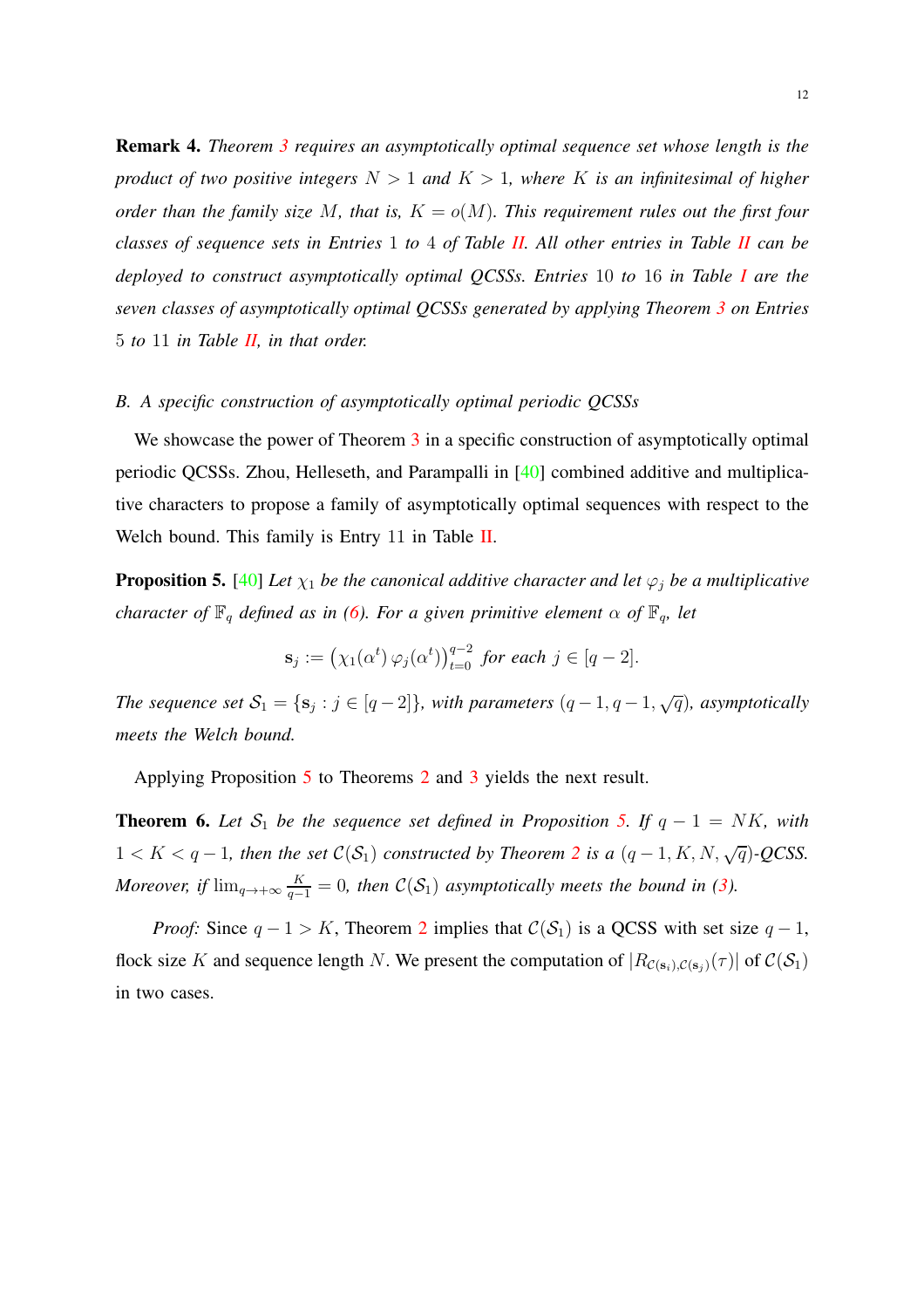**Remark 4.** *Theorem 3 requires an asymptotically optimal sequence set whose length is the product of two positive integers $N > 1$ and $K > 1$, where $K$ is an infinitesimal of higher order than the family size $M$, that is, $K = o(M)$. This requirement rules out the first four classes of sequence sets in Entries 1 to 4 of Table II. All other entries in Table II can be deployed to construct asymptotically optimal QCSSs. Entries 10 to 16 in Table I are the seven classes of asymptotically optimal QCSSs generated by applying Theorem 3 on Entries 5 to 11 in Table II, in that order.*

### B. A specific construction of asymptotically optimal periodic QCSSs

We showcase the power of Theorem 3 in a specific construction of asymptotically optimal periodic QCSSs. Zhou, Helleseth, and Parampalli in [40] combined additive and multiplicative characters to propose a family of asymptotically optimal sequences with respect to the Welch bound. This family is Entry 11 in Table II.

**Proposition 5.** [40] *Let $\chi_1$ be the canonical additive character and let $\varphi_j$ be a multiplicative character of $\mathbb{F}_q$ defined as in (6). For a given primitive element $\alpha$ of $\mathbb{F}_q$, let*

$$\mathbf{s}_j := \left(\chi_1(\alpha^t)\,\varphi_j(\alpha^t)\right)_{t=0}^{q-2} \text{ for each } j \in [q-2].$$

*The sequence set $\mathcal{S}_1 = \{\mathbf{s}_j : j \in [q-2]\}$, with parameters $(q-1, q-1, \sqrt{q})$, asymptotically meets the Welch bound.*

Applying Proposition 5 to Theorems 2 and 3 yields the next result.

**Theorem 6.** *Let $\mathcal{S}_1$ be the sequence set defined in Proposition 5. If $q - 1 = NK$, with $1 < K < q-1$, then the set $\mathcal{C}(\mathcal{S}_1)$ constructed by Theorem 2 is a $(q-1, K, N, \sqrt{q})$-QCSS. Moreover, if $\lim_{q\to+\infty} \frac{K}{q-1} = 0$, then $\mathcal{C}(\mathcal{S}_1)$ asymptotically meets the bound in (3).*

*Proof:* Since $q - 1 > K$, Theorem 2 implies that $\mathcal{C}(\mathcal{S}_1)$ is a QCSS with set size $q-1$, flock size $K$ and sequence length $N$. We present the computation of $|R_{\mathcal{C}(\mathbf{s}_i),\mathcal{C}(\mathbf{s}_j)}(\tau)|$ of $\mathcal{C}(\mathcal{S}_1)$ in two cases.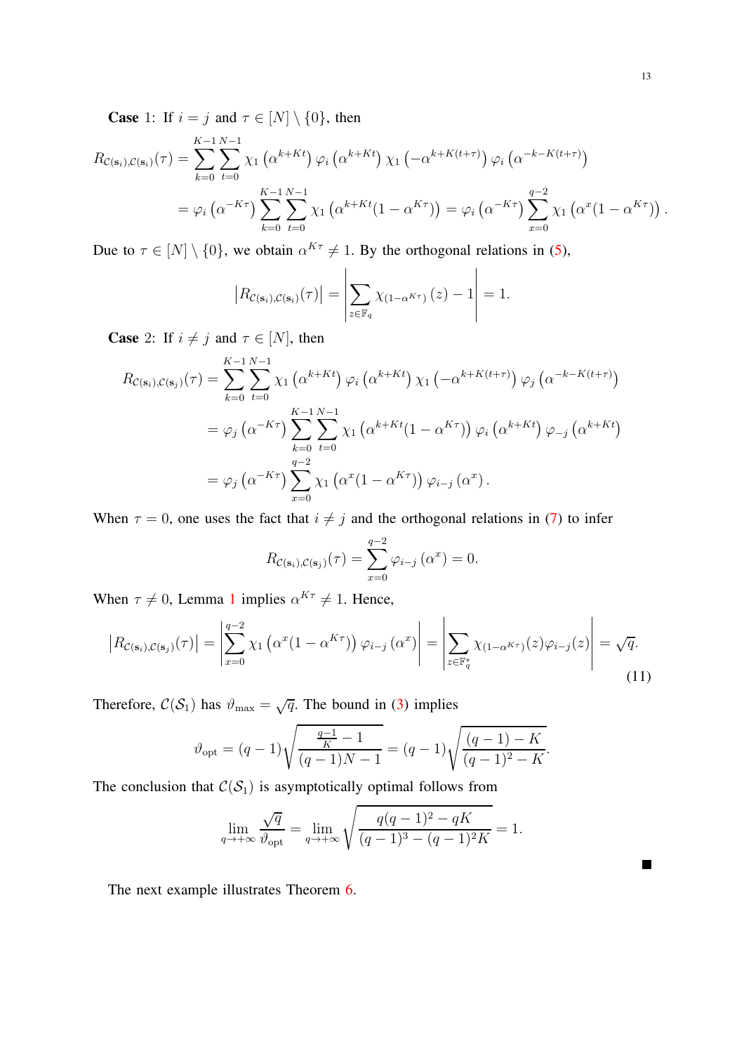**Case** 1: If $i = j$ and $\tau \in [N] \setminus \{0\}$, then

$$
\begin{aligned}
R_{\mathcal{C}(\mathbf{s}_i),\mathcal{C}(\mathbf{s}_i)}(\tau) &= \sum_{k=0}^{K-1}\sum_{t=0}^{N-1} \chi_1\left(\alpha^{k+Kt}\right)\varphi_i\left(\alpha^{k+Kt}\right)\chi_1\left(-\alpha^{k+K(t+\tau)}\right)\varphi_i\left(\alpha^{-k-K(t+\tau)}\right) \\
&= \varphi_i\left(\alpha^{-K\tau}\right)\sum_{k=0}^{K-1}\sum_{t=0}^{N-1}\chi_1\left(\alpha^{k+Kt}(1-\alpha^{K\tau})\right) = \varphi_i\left(\alpha^{-K\tau}\right)\sum_{x=0}^{q-2}\chi_1\left(\alpha^{x}(1-\alpha^{K\tau})\right).
\end{aligned}
$$

Due to $\tau \in [N] \setminus \{0\}$, we obtain $\alpha^{K\tau} \neq 1$. By the orthogonal relations in (5),

$$
\left|R_{\mathcal{C}(\mathbf{s}_i),\mathcal{C}(\mathbf{s}_i)}(\tau)\right| = \left|\sum_{z\in\mathbb{F}_q}\chi_{(1-\alpha^{K\tau})}(z) - 1\right| = 1.
$$

**Case** 2: If $i \neq j$ and $\tau \in [N]$, then

$$
\begin{aligned}
R_{\mathcal{C}(\mathbf{s}_i),\mathcal{C}(\mathbf{s}_j)}(\tau) &= \sum_{k=0}^{K-1}\sum_{t=0}^{N-1} \chi_1\left(\alpha^{k+Kt}\right)\varphi_i\left(\alpha^{k+Kt}\right)\chi_1\left(-\alpha^{k+K(t+\tau)}\right)\varphi_j\left(\alpha^{-k-K(t+\tau)}\right) \\
&= \varphi_j\left(\alpha^{-K\tau}\right)\sum_{k=0}^{K-1}\sum_{t=0}^{N-1}\chi_1\left(\alpha^{k+Kt}(1-\alpha^{K\tau})\right)\varphi_i\left(\alpha^{k+Kt}\right)\varphi_{-j}\left(\alpha^{k+Kt}\right) \\
&= \varphi_j\left(\alpha^{-K\tau}\right)\sum_{x=0}^{q-2}\chi_1\left(\alpha^{x}(1-\alpha^{K\tau})\right)\varphi_{i-j}\left(\alpha^{x}\right).
\end{aligned}
$$

When $\tau = 0$, one uses the fact that $i \neq j$ and the orthogonal relations in (7) to infer

$$
R_{\mathcal{C}(\mathbf{s}_i),\mathcal{C}(\mathbf{s}_j)}(\tau) = \sum_{x=0}^{q-2}\varphi_{i-j}\left(\alpha^{x}\right) = 0.
$$

When $\tau \neq 0$, Lemma 1 implies $\alpha^{K\tau} \neq 1$. Hence,

$$
\left|R_{\mathcal{C}(\mathbf{s}_i),\mathcal{C}(\mathbf{s}_j)}(\tau)\right| = \left|\sum_{x=0}^{q-2}\chi_1\left(\alpha^{x}(1-\alpha^{K\tau})\right)\varphi_{i-j}\left(\alpha^{x}\right)\right| = \left|\sum_{z\in\mathbb{F}_q^*}\chi_{(1-\alpha^{K\tau})}(z)\varphi_{i-j}(z)\right| = \sqrt{q}. \tag{11}
$$

Therefore, $\mathcal{C}(\mathcal{S}_1)$ has $\vartheta_{\max} = \sqrt{q}$. The bound in (3) implies

$$
\vartheta_{\text{opt}} = (q-1)\sqrt{\frac{\frac{q-1}{K}-1}{(q-1)N-1}} = (q-1)\sqrt{\frac{(q-1)-K}{(q-1)^2-K}}.
$$

The conclusion that $\mathcal{C}(\mathcal{S}_1)$ is asymptotically optimal follows from

$$
\lim_{q\to+\infty}\frac{\sqrt{q}}{\vartheta_{\text{opt}}} = \lim_{q\to+\infty}\sqrt{\frac{q(q-1)^2-qK}{(q-1)^3-(q-1)^2K}} = 1.
$$

■

The next example illustrates Theorem 6.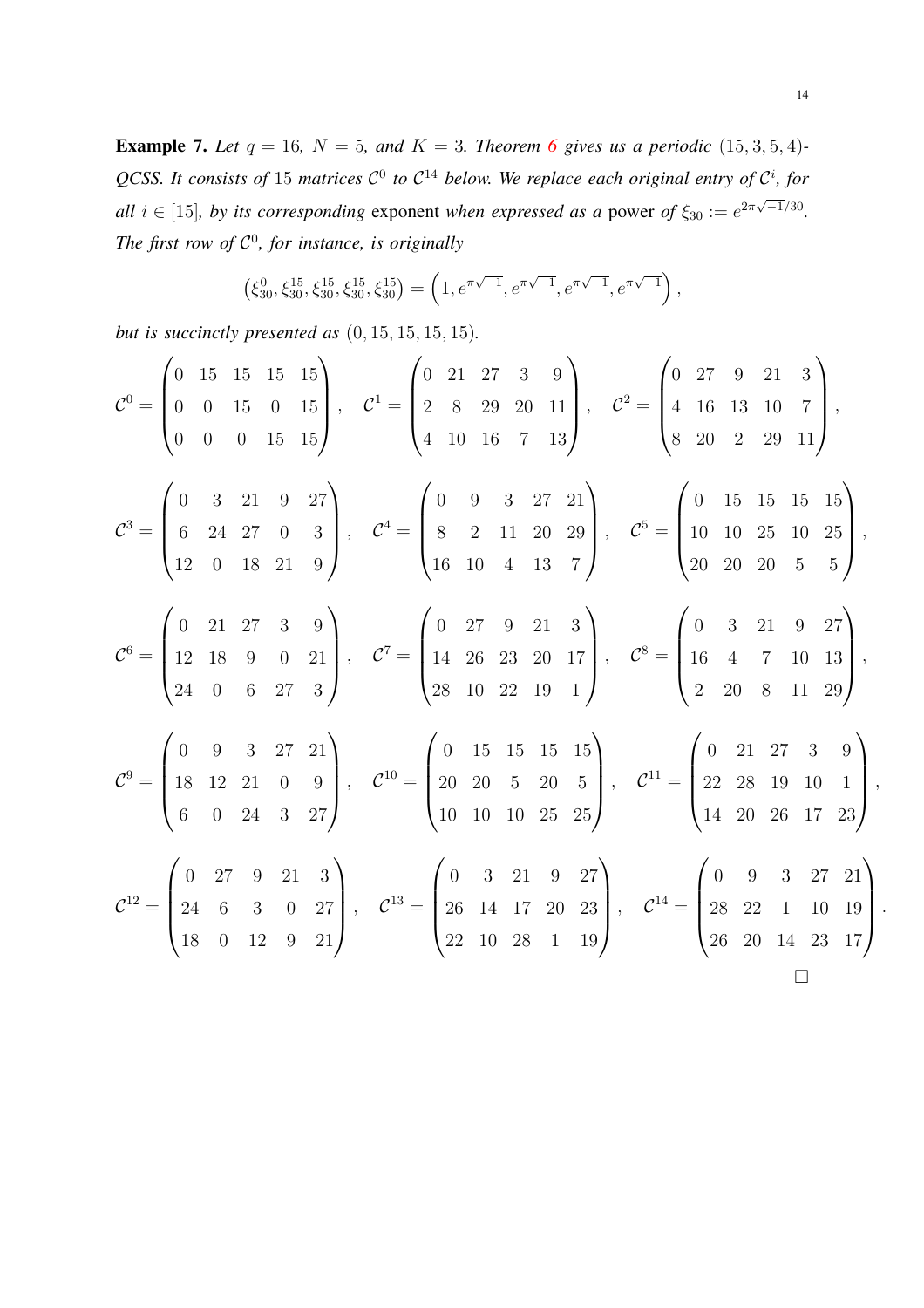**Example 7.** *Let $q = 16$, $N = 5$, and $K = 3$. Theorem 6 gives us a periodic $(15, 3, 5, 4)$-QCSS. It consists of 15 matrices $\mathcal{C}^0$ to $\mathcal{C}^{14}$ below. We replace each original entry of $\mathcal{C}^i$, for all $i \in [15]$, by its corresponding* exponent *when expressed as a* power *of $\xi_{30} := e^{2\pi\sqrt{-1}/30}$. The first row of $\mathcal{C}^0$, for instance, is originally*

$$\left(\xi_{30}^0, \xi_{30}^{15}, \xi_{30}^{15}, \xi_{30}^{15}, \xi_{30}^{15}\right) = \left(1, e^{\pi\sqrt{-1}}, e^{\pi\sqrt{-1}}, e^{\pi\sqrt{-1}}, e^{\pi\sqrt{-1}}\right),$$

*but is succinctly presented as $(0, 15, 15, 15, 15)$.*

$$\mathcal{C}^0 = \begin{pmatrix} 0 & 15 & 15 & 15 & 15 \\ 0 & 0 & 15 & 0 & 15 \\ 0 & 0 & 0 & 15 & 15 \end{pmatrix}, \quad \mathcal{C}^1 = \begin{pmatrix} 0 & 21 & 27 & 3 & 9 \\ 2 & 8 & 29 & 20 & 11 \\ 4 & 10 & 16 & 7 & 13 \end{pmatrix}, \quad \mathcal{C}^2 = \begin{pmatrix} 0 & 27 & 9 & 21 & 3 \\ 4 & 16 & 13 & 10 & 7 \\ 8 & 20 & 2 & 29 & 11 \end{pmatrix},$$

$$\mathcal{C}^3 = \begin{pmatrix} 0 & 3 & 21 & 9 & 27 \\ 6 & 24 & 27 & 0 & 3 \\ 12 & 0 & 18 & 21 & 9 \end{pmatrix}, \quad \mathcal{C}^4 = \begin{pmatrix} 0 & 9 & 3 & 27 & 21 \\ 8 & 2 & 11 & 20 & 29 \\ 16 & 10 & 4 & 13 & 7 \end{pmatrix}, \quad \mathcal{C}^5 = \begin{pmatrix} 0 & 15 & 15 & 15 & 15 \\ 10 & 10 & 25 & 10 & 25 \\ 20 & 20 & 20 & 5 & 5 \end{pmatrix},$$

$$\mathcal{C}^6 = \begin{pmatrix} 0 & 21 & 27 & 3 & 9 \\ 12 & 18 & 9 & 0 & 21 \\ 24 & 0 & 6 & 27 & 3 \end{pmatrix}, \quad \mathcal{C}^7 = \begin{pmatrix} 0 & 27 & 9 & 21 & 3 \\ 14 & 26 & 23 & 20 & 17 \\ 28 & 10 & 22 & 19 & 1 \end{pmatrix}, \quad \mathcal{C}^8 = \begin{pmatrix} 0 & 3 & 21 & 9 & 27 \\ 16 & 4 & 7 & 10 & 13 \\ 2 & 20 & 8 & 11 & 29 \end{pmatrix},$$

$$\mathcal{C}^9 = \begin{pmatrix} 0 & 9 & 3 & 27 & 21 \\ 18 & 12 & 21 & 0 & 9 \\ 6 & 0 & 24 & 3 & 27 \end{pmatrix}, \quad \mathcal{C}^{10} = \begin{pmatrix} 0 & 15 & 15 & 15 & 15 \\ 20 & 20 & 5 & 20 & 5 \\ 10 & 10 & 10 & 25 & 25 \end{pmatrix}, \quad \mathcal{C}^{11} = \begin{pmatrix} 0 & 21 & 27 & 3 & 9 \\ 22 & 28 & 19 & 10 & 1 \\ 14 & 20 & 26 & 17 & 23 \end{pmatrix},$$

$$\mathcal{C}^{12} = \begin{pmatrix} 0 & 27 & 9 & 21 & 3 \\ 24 & 6 & 3 & 0 & 27 \\ 18 & 0 & 12 & 9 & 21 \end{pmatrix}, \quad \mathcal{C}^{13} = \begin{pmatrix} 0 & 3 & 21 & 9 & 27 \\ 26 & 14 & 17 & 20 & 23 \\ 22 & 10 & 28 & 1 & 19 \end{pmatrix}, \quad \mathcal{C}^{14} = \begin{pmatrix} 0 & 9 & 3 & 27 & 21 \\ 28 & 22 & 1 & 10 & 19 \\ 26 & 20 & 14 & 23 & 17 \end{pmatrix}.$$

□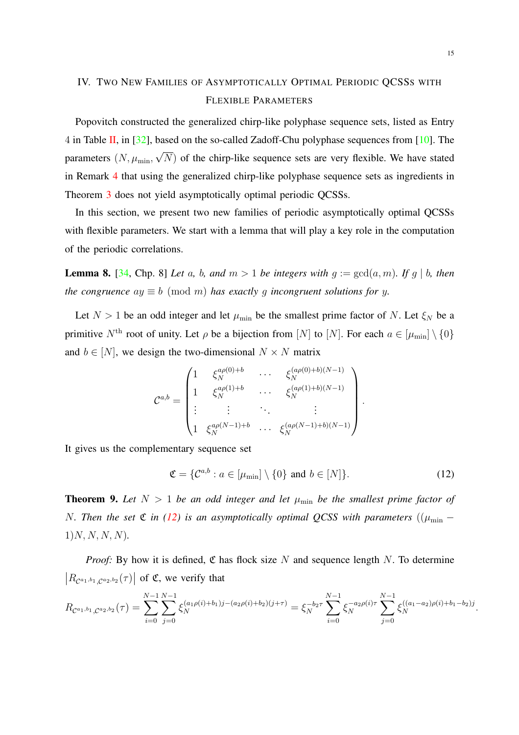## IV. Two New Families of Asymptotically Optimal Periodic QCSSs with Flexible Parameters

Popovitch constructed the generalized chirp-like polyphase sequence sets, listed as Entry 4 in Table II, in [32], based on the so-called Zadoff-Chu polyphase sequences from [10]. The parameters $(N, \mu_{\min}, \sqrt{N})$ of the chirp-like sequence sets are very flexible. We have stated in Remark 4 that using the generalized chirp-like polyphase sequence sets as ingredients in Theorem 3 does not yield asymptotically optimal periodic QCSSs.

In this section, we present two new families of periodic asymptotically optimal QCSSs with flexible parameters. We start with a lemma that will play a key role in the computation of the periodic correlations.

**Lemma 8.** [34, Chp. 8] *Let $a$, $b$, and $m > 1$ be integers with $g := \gcd(a, m)$. If $g \mid b$, then the congruence $ay \equiv b \pmod{m}$ has exactly $g$ incongruent solutions for $y$.*

Let $N > 1$ be an odd integer and let $\mu_{\min}$ be the smallest prime factor of $N$. Let $\xi_N$ be a primitive $N^{\text{th}}$ root of unity. Let $\rho$ be a bijection from $[N]$ to $[N]$. For each $a \in [\mu_{\min}] \setminus \{0\}$ and $b \in [N]$, we design the two-dimensional $N \times N$ matrix

$$\mathcal{C}^{a,b} = \begin{pmatrix} 1 & \xi_N^{a\rho(0)+b} & \cdots & \xi_N^{(a\rho(0)+b)(N-1)} \\ 1 & \xi_N^{a\rho(1)+b} & \cdots & \xi_N^{(a\rho(1)+b)(N-1)} \\ \vdots & \vdots & \ddots & \vdots \\ 1 & \xi_N^{a\rho(N-1)+b} & \cdots & \xi_N^{(a\rho(N-1)+b)(N-1)} \end{pmatrix}.$$

It gives us the complementary sequence set

$$\mathfrak{C} = \{\mathcal{C}^{a,b} : a \in [\mu_{\min}] \setminus \{0\} \text{ and } b \in [N]\}. \tag{12}$$

**Theorem 9.** *Let $N > 1$ be an odd integer and let $\mu_{\min}$ be the smallest prime factor of $N$. Then the set $\mathfrak{C}$ in (12) is an asymptotically optimal QCSS with parameters $((\mu_{\min} - 1)N, N, N, N)$.*

*Proof:* By how it is defined, $\mathfrak{C}$ has flock size $N$ and sequence length $N$. To determine $\left|R_{\mathcal{C}^{a_1,b_1},\mathcal{C}^{a_2,b_2}}(\tau)\right|$ of $\mathfrak{C}$, we verify that

$$R_{\mathcal{C}^{a_1,b_1},\mathcal{C}^{a_2,b_2}}(\tau) = \sum_{i=0}^{N-1}\sum_{j=0}^{N-1} \xi_N^{(a_1\rho(i)+b_1)j-(a_2\rho(i)+b_2)(j+\tau)} = \xi_N^{-b_2\tau} \sum_{i=0}^{N-1} \xi_N^{-a_2\rho(i)\tau} \sum_{j=0}^{N-1} \xi_N^{((a_1-a_2)\rho(i)+b_1-b_2)j}.$$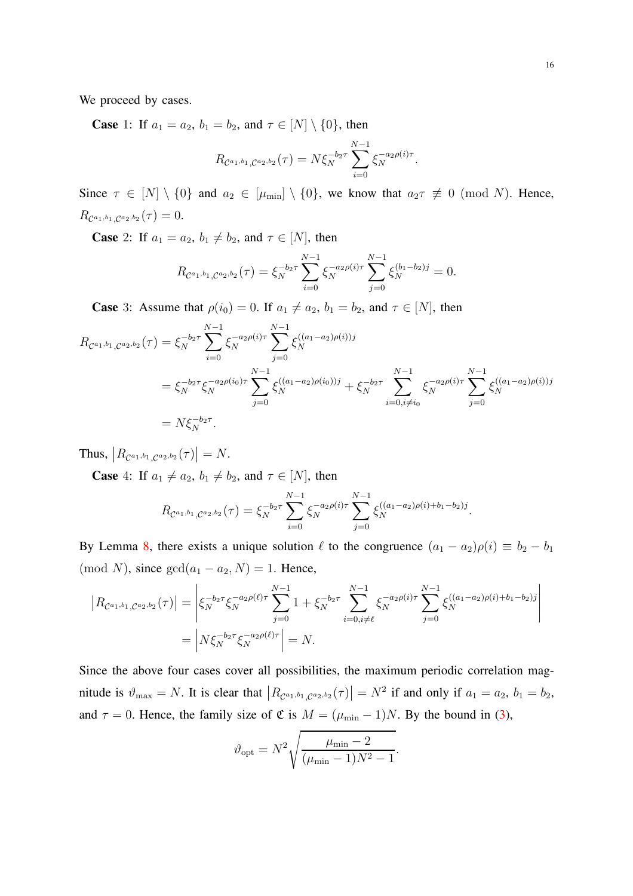We proceed by cases.

**Case** 1: If $a_1 = a_2$, $b_1 = b_2$, and $\tau \in [N] \setminus \{0\}$, then

$$R_{\mathcal{C}^{a_1,b_1},\mathcal{C}^{a_2,b_2}}(\tau) = N\xi_N^{-b_2\tau} \sum_{i=0}^{N-1} \xi_N^{-a_2\rho(i)\tau}.$$

Since $\tau \in [N] \setminus \{0\}$ and $a_2 \in [\mu_{\min}] \setminus \{0\}$, we know that $a_2\tau \not\equiv 0 \pmod{N}$. Hence, $R_{\mathcal{C}^{a_1,b_1},\mathcal{C}^{a_2,b_2}}(\tau) = 0$.

**Case** 2: If $a_1 = a_2$, $b_1 \neq b_2$, and $\tau \in [N]$, then

$$R_{\mathcal{C}^{a_1,b_1},\mathcal{C}^{a_2,b_2}}(\tau) = \xi_N^{-b_2\tau} \sum_{i=0}^{N-1} \xi_N^{-a_2\rho(i)\tau} \sum_{j=0}^{N-1} \xi_N^{(b_1-b_2)j} = 0.$$

**Case** 3: Assume that $\rho(i_0) = 0$. If $a_1 \neq a_2$, $b_1 = b_2$, and $\tau \in [N]$, then

$$\begin{aligned}
R_{\mathcal{C}^{a_1,b_1},\mathcal{C}^{a_2,b_2}}(\tau) &= \xi_N^{-b_2\tau} \sum_{i=0}^{N-1} \xi_N^{-a_2\rho(i)\tau} \sum_{j=0}^{N-1} \xi_N^{((a_1-a_2)\rho(i))j} \\
&= \xi_N^{-b_2\tau} \xi_N^{-a_2\rho(i_0)\tau} \sum_{j=0}^{N-1} \xi_N^{((a_1-a_2)\rho(i_0))j} + \xi_N^{-b_2\tau} \sum_{i=0, i\neq i_0}^{N-1} \xi_N^{-a_2\rho(i)\tau} \sum_{j=0}^{N-1} \xi_N^{((a_1-a_2)\rho(i))j} \\
&= N\xi_N^{-b_2\tau}.
\end{aligned}$$

Thus, $\left|R_{\mathcal{C}^{a_1,b_1},\mathcal{C}^{a_2,b_2}}(\tau)\right| = N$.

**Case** 4: If $a_1 \neq a_2$, $b_1 \neq b_2$, and $\tau \in [N]$, then

$$R_{\mathcal{C}^{a_1,b_1},\mathcal{C}^{a_2,b_2}}(\tau) = \xi_N^{-b_2\tau} \sum_{i=0}^{N-1} \xi_N^{-a_2\rho(i)\tau} \sum_{j=0}^{N-1} \xi_N^{((a_1-a_2)\rho(i)+b_1-b_2)j}.$$

By Lemma 8, there exists a unique solution $\ell$ to the congruence $(a_1 - a_2)\rho(i) \equiv b_2 - b_1 \pmod{N}$, since $\gcd(a_1 - a_2, N) = 1$. Hence,

$$\begin{aligned}
\left|R_{\mathcal{C}^{a_1,b_1},\mathcal{C}^{a_2,b_2}}(\tau)\right| &= \left| \xi_N^{-b_2\tau} \xi_N^{-a_2\rho(\ell)\tau} \sum_{j=0}^{N-1} 1 + \xi_N^{-b_2\tau} \sum_{i=0, i\neq \ell}^{N-1} \xi_N^{-a_2\rho(i)\tau} \sum_{j=0}^{N-1} \xi_N^{((a_1-a_2)\rho(i)+b_1-b_2)j} \right| \\
&= \left| N\xi_N^{-b_2\tau} \xi_N^{-a_2\rho(\ell)\tau} \right| = N.
\end{aligned}$$

Since the above four cases cover all possibilities, the maximum periodic correlation magnitude is $\vartheta_{\max} = N$. It is clear that $\left|R_{\mathcal{C}^{a_1,b_1},\mathcal{C}^{a_2,b_2}}(\tau)\right| = N^2$ if and only if $a_1 = a_2$, $b_1 = b_2$, and $\tau = 0$. Hence, the family size of $\mathfrak{C}$ is $M = (\mu_{\min} - 1)N$. By the bound in (3),

$$\vartheta_{\text{opt}} = N^2 \sqrt{\frac{\mu_{\min} - 2}{(\mu_{\min} - 1)N^2 - 1}}.$$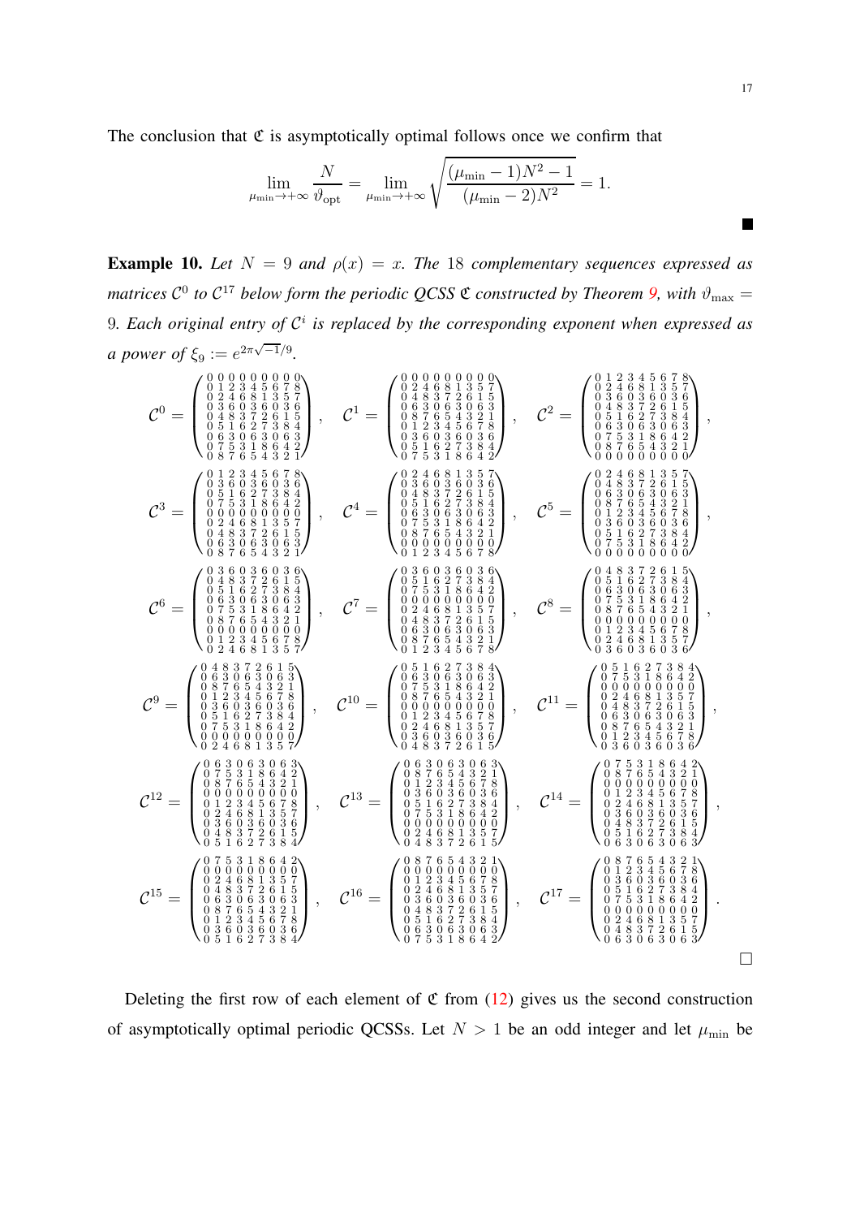The conclusion that $\mathfrak{C}$ is asymptotically optimal follows once we confirm that

$$\lim_{\mu_{\min}\to+\infty} \frac{N}{\vartheta_{\text{opt}}} = \lim_{\mu_{\min}\to+\infty} \sqrt{\frac{(\mu_{\min}-1)N^2-1}{(\mu_{\min}-2)N^2}} = 1.$$

■

**Example 10.** *Let $N = 9$ and $\rho(x) = x$. The 18 complementary sequences expressed as matrices $\mathcal{C}^0$ to $\mathcal{C}^{17}$ below form the periodic QCSS $\mathfrak{C}$ constructed by Theorem 9, with $\vartheta_{\max} = 9$. Each original entry of $\mathcal{C}^i$ is replaced by the corresponding exponent when expressed as a power of $\xi_9 := e^{2\pi\sqrt{-1}/9}$.*

$$\mathcal{C}^0 = \begin{pmatrix} 0&0&0&0&0&0&0&0&0\\ 0&1&2&3&4&5&6&7&8\\ 0&2&4&6&8&1&3&5&7\\ 0&3&6&0&3&6&0&3&6\\ 0&4&8&3&7&2&6&1&5\\ 0&5&1&6&2&7&3&8&4\\ 0&6&3&0&6&3&0&6&3\\ 0&7&5&3&1&8&6&4&2\\ 0&8&7&6&5&4&3&2&1 \end{pmatrix}, \quad \mathcal{C}^1 = \begin{pmatrix} 0&0&0&0&0&0&0&0&0\\ 0&2&4&6&8&1&3&5&7\\ 0&4&8&3&7&2&6&1&5\\ 0&6&3&0&6&3&0&6&3\\ 0&8&7&6&5&4&3&2&1\\ 0&1&2&3&4&5&6&7&8\\ 0&3&6&0&3&6&0&3&6\\ 0&5&1&6&2&7&3&8&4\\ 0&7&5&3&1&8&6&4&2 \end{pmatrix}, \quad \mathcal{C}^2 = \begin{pmatrix} 0&1&2&3&4&5&6&7&8\\ 0&2&4&6&8&1&3&5&7\\ 0&3&6&0&3&6&0&3&6\\ 0&4&8&3&7&2&6&1&5\\ 0&5&1&6&2&7&3&8&4\\ 0&6&3&0&6&3&0&6&3\\ 0&7&5&3&1&8&6&4&2\\ 0&8&7&6&5&4&3&2&1\\ 0&0&0&0&0&0&0&0&0 \end{pmatrix},$$

$$\mathcal{C}^3 = \begin{pmatrix} 0&1&2&3&4&5&6&7&8\\ 0&3&6&0&3&6&0&3&6\\ 0&5&1&6&2&7&3&8&4\\ 0&7&5&3&1&8&6&4&2\\ 0&0&0&0&0&0&0&0&0\\ 0&2&4&6&8&1&3&5&7\\ 0&4&8&3&7&2&6&1&5\\ 0&6&3&0&6&3&0&6&3\\ 0&8&7&6&5&4&3&2&1 \end{pmatrix}, \quad \mathcal{C}^4 = \begin{pmatrix} 0&2&4&6&8&1&3&5&7\\ 0&3&6&0&3&6&0&3&6\\ 0&4&8&3&7&2&6&1&5\\ 0&5&1&6&2&7&3&8&4\\ 0&6&3&0&6&3&0&6&3\\ 0&7&5&3&1&8&6&4&2\\ 0&8&7&6&5&4&3&2&1\\ 0&0&0&0&0&0&0&0&0\\ 0&1&2&3&4&5&6&7&8 \end{pmatrix}, \quad \mathcal{C}^5 = \begin{pmatrix} 0&2&4&6&8&1&3&5&7\\ 0&4&8&3&7&2&6&1&5\\ 0&6&3&0&6&3&0&6&3\\ 0&8&7&6&5&4&3&2&1\\ 0&1&2&3&4&5&6&7&8\\ 0&3&6&0&3&6&0&3&6\\ 0&5&1&6&2&7&3&8&4\\ 0&7&5&3&1&8&6&4&2\\ 0&0&0&0&0&0&0&0&0 \end{pmatrix},$$

$$\mathcal{C}^6 = \begin{pmatrix} 0&3&6&0&3&6&0&3&6\\ 0&4&8&3&7&2&6&1&5\\ 0&5&1&6&2&7&3&8&4\\ 0&6&3&0&6&3&0&6&3\\ 0&7&5&3&1&8&6&4&2\\ 0&8&7&6&5&4&3&2&1\\ 0&0&0&0&0&0&0&0&0\\ 0&1&2&3&4&5&6&7&8\\ 0&2&4&6&8&1&3&5&7 \end{pmatrix}, \quad \mathcal{C}^7 = \begin{pmatrix} 0&3&6&0&3&6&0&3&6\\ 0&5&1&6&2&7&3&8&4\\ 0&7&5&3&1&8&6&4&2\\ 0&0&0&0&0&0&0&0&0\\ 0&2&4&6&8&1&3&5&7\\ 0&4&8&3&7&2&6&1&5\\ 0&6&3&0&6&3&0&6&3\\ 0&8&7&6&5&4&3&2&1\\ 0&1&2&3&4&5&6&7&8 \end{pmatrix}, \quad \mathcal{C}^8 = \begin{pmatrix} 0&4&8&3&7&2&6&1&5\\ 0&5&1&6&2&7&3&8&4\\ 0&6&3&0&6&3&0&6&3\\ 0&7&5&3&1&8&6&4&2\\ 0&8&7&6&5&4&3&2&1\\ 0&0&0&0&0&0&0&0&0\\ 0&1&2&3&4&5&6&7&8\\ 0&2&4&6&8&1&3&5&7\\ 0&3&6&0&3&6&0&3&6 \end{pmatrix},$$

$$\mathcal{C}^9 = \begin{pmatrix} 0&4&8&3&7&2&6&1&5\\ 0&6&3&0&6&3&0&6&3\\ 0&8&7&6&5&4&3&2&1\\ 0&1&2&3&4&5&6&7&8\\ 0&3&6&0&3&6&0&3&6\\ 0&5&1&6&2&7&3&8&4\\ 0&7&5&3&1&8&6&4&2\\ 0&0&0&0&0&0&0&0&0\\ 0&2&4&6&8&1&3&5&7 \end{pmatrix}, \quad \mathcal{C}^{10} = \begin{pmatrix} 0&5&1&6&2&7&3&8&4\\ 0&6&3&0&6&3&0&6&3\\ 0&7&5&3&1&8&6&4&2\\ 0&8&7&6&5&4&3&2&1\\ 0&0&0&0&0&0&0&0&0\\ 0&1&2&3&4&5&6&7&8\\ 0&2&4&6&8&1&3&5&7\\ 0&3&6&0&3&6&0&3&6\\ 0&4&8&3&7&2&6&1&5 \end{pmatrix}, \quad \mathcal{C}^{11} = \begin{pmatrix} 0&5&1&6&2&7&3&8&4\\ 0&7&5&3&1&8&6&4&2\\ 0&0&0&0&0&0&0&0&0\\ 0&2&4&6&8&1&3&5&7\\ 0&4&8&3&7&2&6&1&5\\ 0&6&3&0&6&3&0&6&3\\ 0&8&7&6&5&4&3&2&1\\ 0&1&2&3&4&5&6&7&8\\ 0&3&6&0&3&6&0&3&6 \end{pmatrix},$$

$$\mathcal{C}^{12} = \begin{pmatrix} 0&6&3&0&6&3&0&6&3\\ 0&7&5&3&1&8&6&4&2\\ 0&8&7&6&5&4&3&2&1\\ 0&0&0&0&0&0&0&0&0\\ 0&1&2&3&4&5&6&7&8\\ 0&2&4&6&8&1&3&5&7\\ 0&3&6&0&3&6&0&3&6\\ 0&4&8&3&7&2&6&1&5\\ 0&5&1&6&2&7&3&8&4 \end{pmatrix}, \quad \mathcal{C}^{13} = \begin{pmatrix} 0&6&3&0&6&3&0&6&3\\ 0&8&7&6&5&4&3&2&1\\ 0&1&2&3&4&5&6&7&8\\ 0&3&6&0&3&6&0&3&6\\ 0&5&1&6&2&7&3&8&4\\ 0&7&5&3&1&8&6&4&2\\ 0&0&0&0&0&0&0&0&0\\ 0&2&4&6&8&1&3&5&7\\ 0&4&8&3&7&2&6&1&5 \end{pmatrix}, \quad \mathcal{C}^{14} = \begin{pmatrix} 0&7&5&3&1&8&6&4&2\\ 0&8&7&6&5&4&3&2&1\\ 0&0&0&0&0&0&0&0&0\\ 0&1&2&3&4&5&6&7&8\\ 0&2&4&6&8&1&3&5&7\\ 0&3&6&0&3&6&0&3&6\\ 0&4&8&3&7&2&6&1&5\\ 0&5&1&6&2&7&3&8&4\\ 0&6&3&0&6&3&0&6&3 \end{pmatrix},$$

$$\mathcal{C}^{15} = \begin{pmatrix} 0&7&5&3&1&8&6&4&2\\ 0&0&0&0&0&0&0&0&0\\ 0&2&4&6&8&1&3&5&7\\ 0&4&8&3&7&2&6&1&5\\ 0&6&3&0&6&3&0&6&3\\ 0&8&7&6&5&4&3&2&1\\ 0&1&2&3&4&5&6&7&8\\ 0&3&6&0&3&6&0&3&6\\ 0&5&1&6&2&7&3&8&4 \end{pmatrix}, \quad \mathcal{C}^{16} = \begin{pmatrix} 0&8&7&6&5&4&3&2&1\\ 0&0&0&0&0&0&0&0&0\\ 0&1&2&3&4&5&6&7&8\\ 0&2&4&6&8&1&3&5&7\\ 0&3&6&0&3&6&0&3&6\\ 0&4&8&3&7&2&6&1&5\\ 0&5&1&6&2&7&3&8&4\\ 0&6&3&0&6&3&0&6&3\\ 0&7&5&3&1&8&6&4&2 \end{pmatrix}, \quad \mathcal{C}^{17} = \begin{pmatrix} 0&8&7&6&5&4&3&2&1\\ 0&1&2&3&4&5&6&7&8\\ 0&3&6&0&3&6&0&3&6\\ 0&5&1&6&2&7&3&8&4\\ 0&7&5&3&1&8&6&4&2\\ 0&0&0&0&0&0&0&0&0\\ 0&2&4&6&8&1&3&5&7\\ 0&4&8&3&7&2&6&1&5\\ 0&6&3&0&6&3&0&6&3 \end{pmatrix}.$$

□

Deleting the first row of each element of $\mathfrak{C}$ from (12) gives us the second construction of asymptotically optimal periodic QCSSs. Let $N > 1$ be an odd integer and let $\mu_{\min}$ be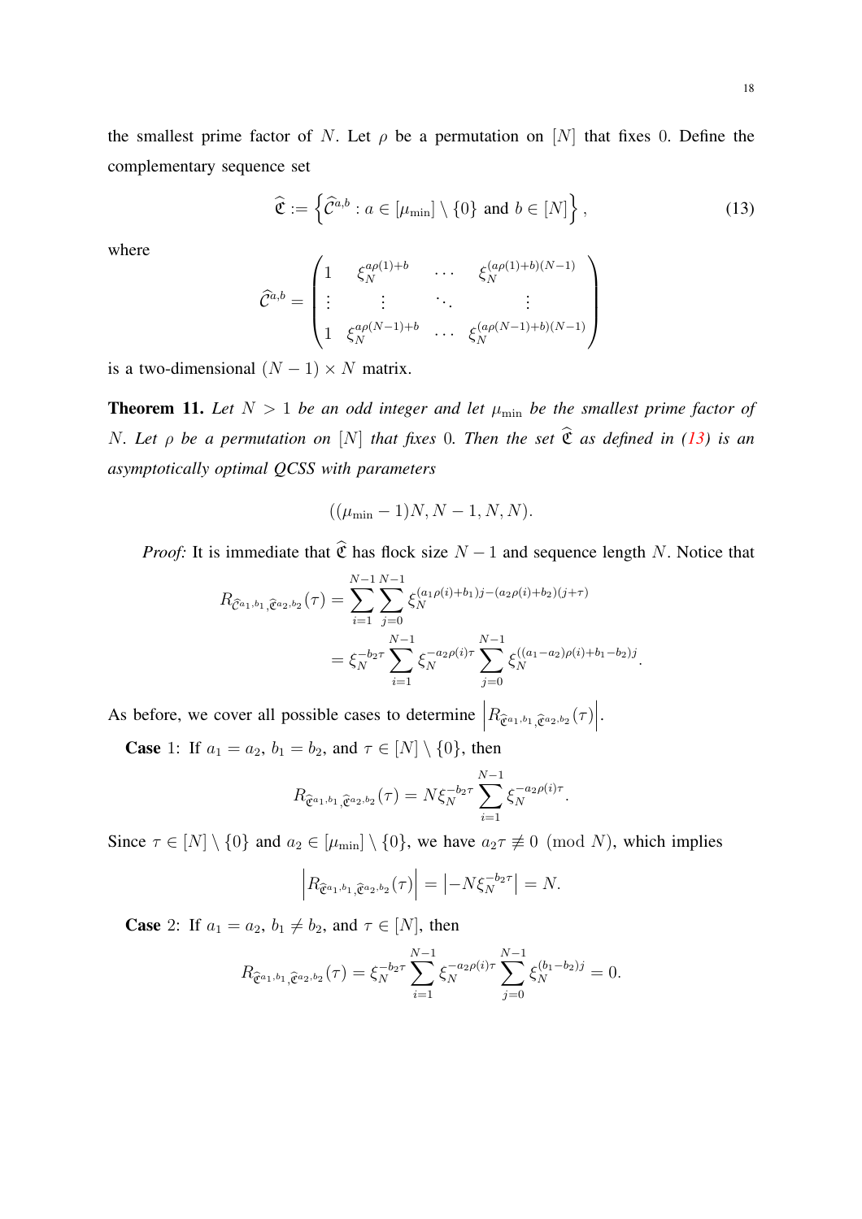the smallest prime factor of $N$. Let $\rho$ be a permutation on $[N]$ that fixes 0. Define the complementary sequence set

$$\widehat{\mathfrak{C}} := \left\{ \widehat{\mathcal{C}}^{a,b} : a \in [\mu_{\min}] \setminus \{0\} \text{ and } b \in [N] \right\}, \tag{13}$$

where

$$\widehat{\mathcal{C}}^{a,b} = \begin{pmatrix} 1 & \xi_N^{a\rho(1)+b} & \cdots & \xi_N^{(a\rho(1)+b)(N-1)} \\ \vdots & \vdots & \ddots & \vdots \\ 1 & \xi_N^{a\rho(N-1)+b} & \cdots & \xi_N^{(a\rho(N-1)+b)(N-1)} \end{pmatrix}$$

is a two-dimensional $(N-1) \times N$ matrix.

**Theorem 11.** *Let $N > 1$ be an odd integer and let $\mu_{\min}$ be the smallest prime factor of $N$. Let $\rho$ be a permutation on $[N]$ that fixes 0. Then the set $\widehat{\mathfrak{C}}$ as defined in (13) is an asymptotically optimal QCSS with parameters*

$$((\mu_{\min} - 1)N, N-1, N, N).$$

*Proof:* It is immediate that $\widehat{\mathfrak{C}}$ has flock size $N-1$ and sequence length $N$. Notice that

$$\begin{aligned} R_{\widehat{\mathcal{C}}^{a_1,b_1}, \widehat{\mathfrak{C}}^{a_2,b_2}}(\tau) &= \sum_{i=1}^{N-1} \sum_{j=0}^{N-1} \xi_N^{(a_1\rho(i)+b_1)j - (a_2\rho(i)+b_2)(j+\tau)} \\ &= \xi_N^{-b_2\tau} \sum_{i=1}^{N-1} \xi_N^{-a_2\rho(i)\tau} \sum_{j=0}^{N-1} \xi_N^{((a_1-a_2)\rho(i)+b_1-b_2)j}. \end{aligned}$$

As before, we cover all possible cases to determine $\left| R_{\widehat{\mathfrak{C}}^{a_1,b_1}, \widehat{\mathfrak{C}}^{a_2,b_2}}(\tau) \right|$.

**Case** 1: If $a_1 = a_2$, $b_1 = b_2$, and $\tau \in [N] \setminus \{0\}$, then

$$R_{\widehat{\mathfrak{C}}^{a_1,b_1}, \widehat{\mathfrak{C}}^{a_2,b_2}}(\tau) = N \xi_N^{-b_2\tau} \sum_{i=1}^{N-1} \xi_N^{-a_2\rho(i)\tau}.$$

Since $\tau \in [N] \setminus \{0\}$ and $a_2 \in [\mu_{\min}] \setminus \{0\}$, we have $a_2\tau \not\equiv 0 \pmod{N}$, which implies

$$\left| R_{\widehat{\mathfrak{C}}^{a_1,b_1}, \widehat{\mathfrak{C}}^{a_2,b_2}}(\tau) \right| = \left| -N\xi_N^{-b_2\tau} \right| = N.$$

**Case** 2: If $a_1 = a_2$, $b_1 \neq b_2$, and $\tau \in [N]$, then

$$R_{\widehat{\mathfrak{C}}^{a_1,b_1}, \widehat{\mathfrak{C}}^{a_2,b_2}}(\tau) = \xi_N^{-b_2\tau} \sum_{i=1}^{N-1} \xi_N^{-a_2\rho(i)\tau} \sum_{j=0}^{N-1} \xi_N^{(b_1-b_2)j} = 0.$$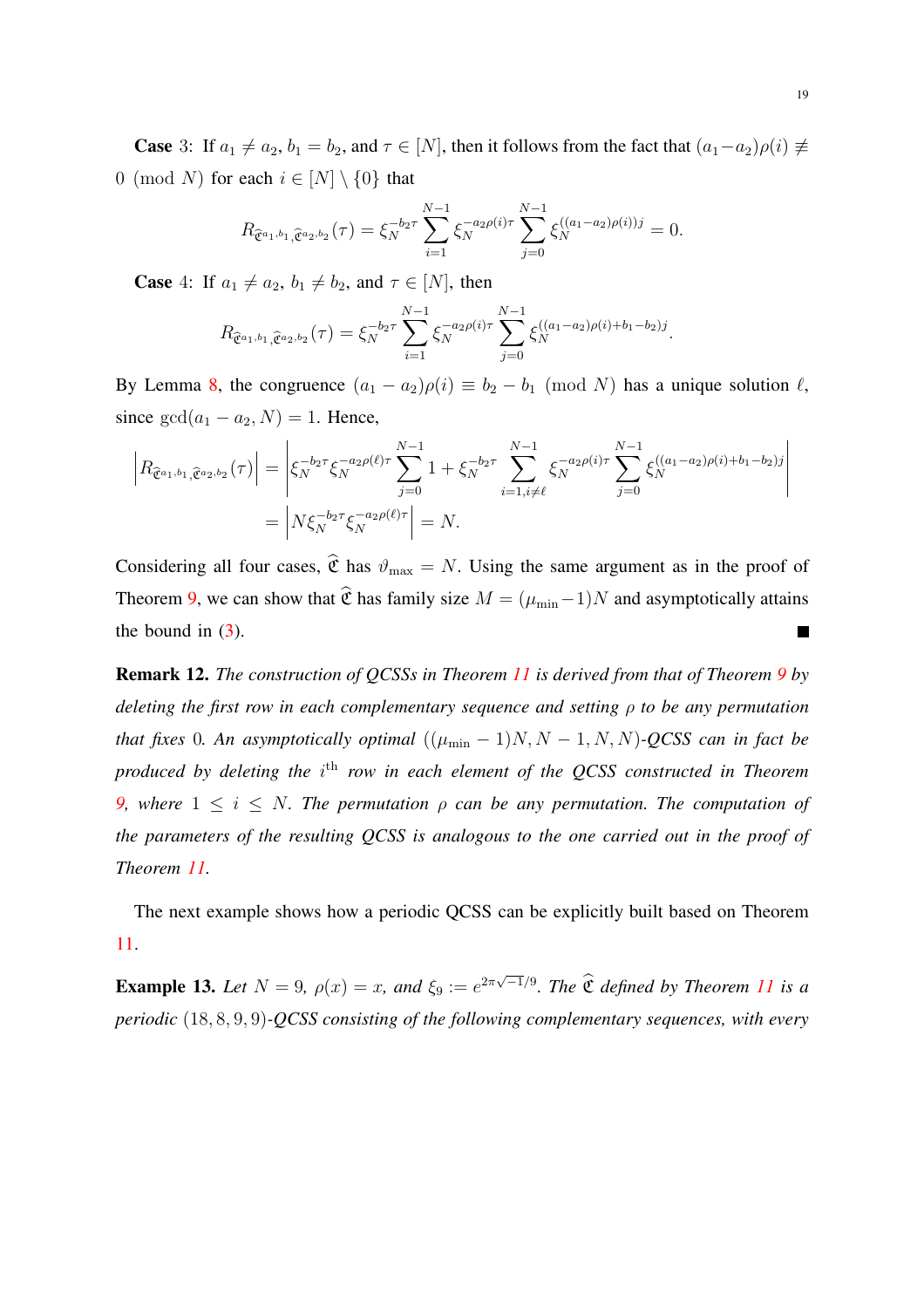**Case** 3: If $a_1 \neq a_2$, $b_1 = b_2$, and $\tau \in [N]$, then it follows from the fact that $(a_1-a_2)\rho(i) \not\equiv 0 \pmod N$ for each $i \in [N] \setminus \{0\}$ that

$$R_{\widehat{\mathfrak{C}}^{a_1,b_1},\widehat{\mathfrak{C}}^{a_2,b_2}}(\tau) = \xi_N^{-b_2\tau} \sum_{i=1}^{N-1} \xi_N^{-a_2\rho(i)\tau} \sum_{j=0}^{N-1} \xi_N^{((a_1-a_2)\rho(i))j} = 0.$$

**Case** 4: If $a_1 \neq a_2$, $b_1 \neq b_2$, and $\tau \in [N]$, then

$$R_{\widehat{\mathfrak{C}}^{a_1,b_1},\widehat{\mathfrak{C}}^{a_2,b_2}}(\tau) = \xi_N^{-b_2\tau} \sum_{i=1}^{N-1} \xi_N^{-a_2\rho(i)\tau} \sum_{j=0}^{N-1} \xi_N^{((a_1-a_2)\rho(i)+b_1-b_2)j}.$$

By Lemma 8, the congruence $(a_1-a_2)\rho(i) \equiv b_2 - b_1 \pmod N$ has a unique solution $\ell$, since $\gcd(a_1-a_2, N) = 1$. Hence,

$$\begin{aligned}
\left| R_{\widehat{\mathfrak{C}}^{a_1,b_1},\widehat{\mathfrak{C}}^{a_2,b_2}}(\tau) \right| &= \left| \xi_N^{-b_2\tau} \xi_N^{-a_2\rho(\ell)\tau} \sum_{j=0}^{N-1} 1 + \xi_N^{-b_2\tau} \sum_{i=1, i\neq \ell}^{N-1} \xi_N^{-a_2\rho(i)\tau} \sum_{j=0}^{N-1} \xi_N^{((a_1-a_2)\rho(i)+b_1-b_2)j} \right| \\
&= \left| N \xi_N^{-b_2\tau} \xi_N^{-a_2\rho(\ell)\tau} \right| = N.
\end{aligned}$$

Considering all four cases, $\widehat{\mathfrak{C}}$ has $\vartheta_{\max} = N$. Using the same argument as in the proof of Theorem 9, we can show that $\widehat{\mathfrak{C}}$ has family size $M = (\mu_{\min}-1)N$ and asymptotically attains the bound in (3). ∎

**Remark 12.** *The construction of QCSSs in Theorem 11 is derived from that of Theorem 9 by deleting the first row in each complementary sequence and setting $\rho$ to be any permutation that fixes 0. An asymptotically optimal $((\mu_{\min}-1)N, N-1, N, N)$-QCSS can in fact be produced by deleting the $i^{\text{th}}$ row in each element of the QCSS constructed in Theorem 9, where $1 \leq i \leq N$. The permutation $\rho$ can be any permutation. The computation of the parameters of the resulting QCSS is analogous to the one carried out in the proof of Theorem 11.*

The next example shows how a periodic QCSS can be explicitly built based on Theorem 11.

**Example 13.** *Let $N = 9$, $\rho(x) = x$, and $\xi_9 := e^{2\pi\sqrt{-1}/9}$. The $\widehat{\mathfrak{C}}$ defined by Theorem 11 is a periodic $(18, 8, 9, 9)$-QCSS consisting of the following complementary sequences, with every*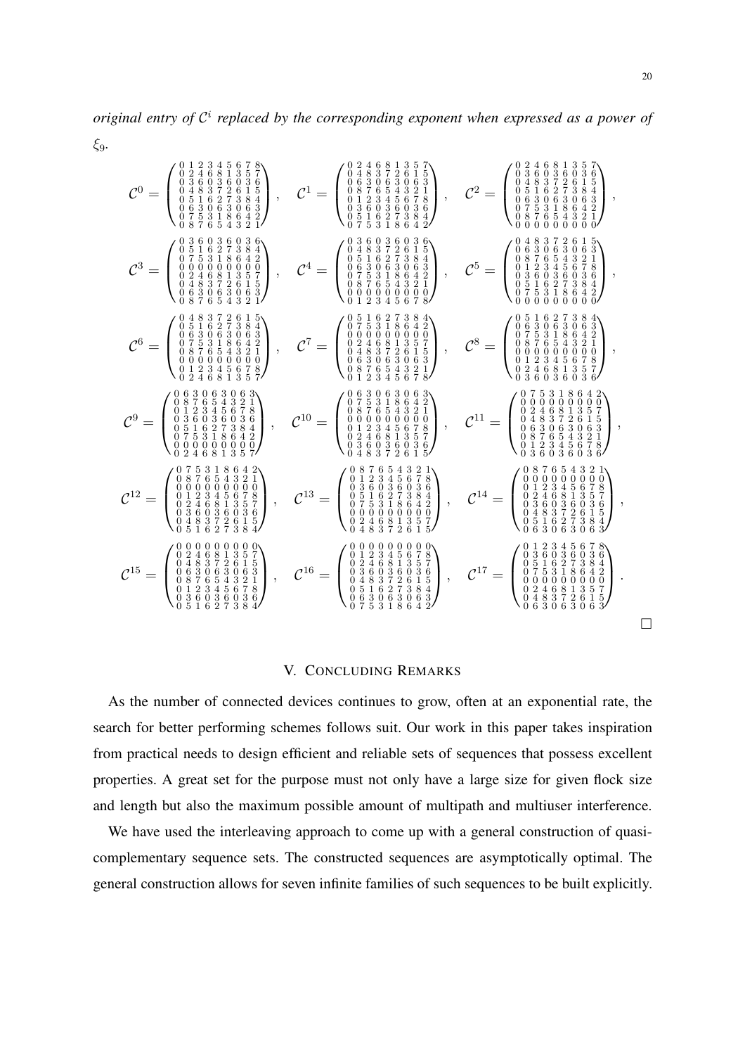*original entry of $\mathcal{C}^i$ replaced by the corresponding exponent when expressed as a power of $\xi_9$.*

$$
\mathcal{C}^0 = \begin{pmatrix}
0&1&2&3&4&5&6&7&8\\
0&2&4&6&8&1&3&5&7\\
0&3&6&0&3&6&0&3&6\\
0&4&8&3&7&2&6&1&5\\
0&5&1&6&2&7&3&8&4\\
0&6&3&0&6&3&0&6&3\\
0&7&5&3&1&8&6&4&2\\
0&8&7&6&5&4&3&2&1
\end{pmatrix}, \quad
\mathcal{C}^1 = \begin{pmatrix}
0&2&4&6&8&1&3&5&7\\
0&4&8&3&7&2&6&1&5\\
0&6&3&0&6&3&0&6&3\\
0&8&7&6&5&4&3&2&1\\
0&1&2&3&4&5&6&7&8\\
0&3&6&0&3&6&0&3&6\\
0&5&1&6&2&7&3&8&4\\
0&7&5&3&1&8&6&4&2
\end{pmatrix}, \quad
\mathcal{C}^2 = \begin{pmatrix}
0&2&4&6&8&1&3&5&7\\
0&3&6&0&3&6&0&3&6\\
0&4&8&3&7&2&6&1&5\\
0&5&1&6&2&7&3&8&4\\
0&6&3&0&6&3&0&6&3\\
0&7&5&3&1&8&6&4&2\\
0&8&7&6&5&4&3&2&1\\
0&0&0&0&0&0&0&0&0
\end{pmatrix},
$$

$$
\mathcal{C}^3 = \begin{pmatrix}
0&3&6&0&3&6&0&3&6\\
0&5&1&6&2&7&3&8&4\\
0&7&5&3&1&8&6&4&2\\
0&0&0&0&0&0&0&0&0\\
0&2&4&6&8&1&3&5&7\\
0&4&8&3&7&2&6&1&5\\
0&6&3&0&6&3&0&6&3\\
0&8&7&6&5&4&3&2&1
\end{pmatrix}, \quad
\mathcal{C}^4 = \begin{pmatrix}
0&3&6&0&3&6&0&3&6\\
0&4&8&3&7&2&6&1&5\\
0&5&1&6&2&7&3&8&4\\
0&6&3&0&6&3&0&6&3\\
0&7&5&3&1&8&6&4&2\\
0&8&7&6&5&4&3&2&1\\
0&0&0&0&0&0&0&0&0\\
0&1&2&3&4&5&6&7&8
\end{pmatrix}, \quad
\mathcal{C}^5 = \begin{pmatrix}
0&4&8&3&7&2&6&1&5\\
0&6&3&0&6&3&0&6&3\\
0&8&7&6&5&4&3&2&1\\
0&1&2&3&4&5&6&7&8\\
0&3&6&0&3&6&0&3&6\\
0&5&1&6&2&7&3&8&4\\
0&7&5&3&1&8&6&4&2\\
0&0&0&0&0&0&0&0&0
\end{pmatrix},
$$

$$
\mathcal{C}^6 = \begin{pmatrix}
0&4&8&3&7&2&6&1&5\\
0&5&1&6&2&7&3&8&4\\
0&6&3&0&6&3&0&6&3\\
0&7&5&3&1&8&6&4&2\\
0&8&7&6&5&4&3&2&1\\
0&0&0&0&0&0&0&0&0\\
0&1&2&3&4&5&6&7&8\\
0&2&4&6&8&1&3&5&7
\end{pmatrix}, \quad
\mathcal{C}^7 = \begin{pmatrix}
0&5&1&6&2&7&3&8&4\\
0&7&5&3&1&8&6&4&2\\
0&0&0&0&0&0&0&0&0\\
0&2&4&6&8&1&3&5&7\\
0&4&8&3&7&2&6&1&5\\
0&6&3&0&6&3&0&6&3\\
0&8&7&6&5&4&3&2&1\\
0&1&2&3&4&5&6&7&8
\end{pmatrix}, \quad
\mathcal{C}^8 = \begin{pmatrix}
0&5&1&6&2&7&3&8&4\\
0&6&3&0&6&3&0&6&3\\
0&7&5&3&1&8&6&4&2\\
0&8&7&6&5&4&3&2&1\\
0&0&0&0&0&0&0&0&0\\
0&1&2&3&4&5&6&7&8\\
0&2&4&6&8&1&3&5&7\\
0&3&6&0&3&6&0&3&6
\end{pmatrix},
$$

$$
\mathcal{C}^9 = \begin{pmatrix}
0&6&3&0&6&3&0&6&3\\
0&8&7&6&5&4&3&2&1\\
0&1&2&3&4&5&6&7&8\\
0&3&6&0&3&6&0&3&6\\
0&5&1&6&2&7&3&8&4\\
0&7&5&3&1&8&6&4&2\\
0&0&0&0&0&0&0&0&0\\
0&2&4&6&8&1&3&5&7
\end{pmatrix}, \quad
\mathcal{C}^{10} = \begin{pmatrix}
0&6&3&0&6&3&0&6&3\\
0&7&5&3&1&8&6&4&2\\
0&8&7&6&5&4&3&2&1\\
0&0&0&0&0&0&0&0&0\\
0&1&2&3&4&5&6&7&8\\
0&2&4&6&8&1&3&5&7\\
0&3&6&0&3&6&0&3&6\\
0&4&8&3&7&2&6&1&5
\end{pmatrix}, \quad
\mathcal{C}^{11} = \begin{pmatrix}
0&7&5&3&1&8&6&4&2\\
0&0&0&0&0&0&0&0&0\\
0&2&4&6&8&1&3&5&7\\
0&4&8&3&7&2&6&1&5\\
0&6&3&0&6&3&0&6&3\\
0&8&7&6&5&4&3&2&1\\
0&1&2&3&4&5&6&7&8\\
0&3&6&0&3&6&0&3&6
\end{pmatrix},
$$

$$
\mathcal{C}^{12} = \begin{pmatrix}
0&7&5&3&1&8&6&4&2\\
0&8&7&6&5&4&3&2&1\\
0&0&0&0&0&0&0&0&0\\
0&1&2&3&4&5&6&7&8\\
0&2&4&6&8&1&3&5&7\\
0&3&6&0&3&6&0&3&6\\
0&4&8&3&7&2&6&1&5\\
0&5&1&6&2&7&3&8&4
\end{pmatrix}, \quad
\mathcal{C}^{13} = \begin{pmatrix}
0&8&7&6&5&4&3&2&1\\
0&1&2&3&4&5&6&7&8\\
0&3&6&0&3&6&0&3&6\\
0&5&1&6&2&7&3&8&4\\
0&7&5&3&1&8&6&4&2\\
0&0&0&0&0&0&0&0&0\\
0&2&4&6&8&1&3&5&7\\
0&4&8&3&7&2&6&1&5
\end{pmatrix}, \quad
\mathcal{C}^{14} = \begin{pmatrix}
0&8&7&6&5&4&3&2&1\\
0&0&0&0&0&0&0&0&0\\
0&1&2&3&4&5&6&7&8\\
0&2&4&6&8&1&3&5&7\\
0&3&6&0&3&6&0&3&6\\
0&4&8&3&7&2&6&1&5\\
0&5&1&6&2&7&3&8&4\\
0&6&3&0&6&3&0&6&3
\end{pmatrix},
$$

$$
\mathcal{C}^{15} = \begin{pmatrix}
0&0&0&0&0&0&0&0&0\\
0&2&4&6&8&1&3&5&7\\
0&4&8&3&7&2&6&1&5\\
0&6&3&0&6&3&0&6&3\\
0&8&7&6&5&4&3&2&1\\
0&1&2&3&4&5&6&7&8\\
0&3&6&0&3&6&0&3&6\\
0&5&1&6&2&7&3&8&4
\end{pmatrix}, \quad
\mathcal{C}^{16} = \begin{pmatrix}
0&0&0&0&0&0&0&0&0\\
0&1&2&3&4&5&6&7&8\\
0&2&4&6&8&1&3&5&7\\
0&3&6&0&3&6&0&3&6\\
0&4&8&3&7&2&6&1&5\\
0&5&1&6&2&7&3&8&4\\
0&6&3&0&6&3&0&6&3\\
0&7&5&3&1&8&6&4&2
\end{pmatrix}, \quad
\mathcal{C}^{17} = \begin{pmatrix}
0&1&2&3&4&5&6&7&8\\
0&3&6&0&3&6&0&3&6\\
0&5&1&6&2&7&3&8&4\\
0&7&5&3&1&8&6&4&2\\
0&0&0&0&0&0&0&0&0\\
0&2&4&6&8&1&3&5&7\\
0&4&8&3&7&2&6&1&5\\
0&6&3&0&6&3&0&6&3
\end{pmatrix}.
$$

□

## V. Concluding Remarks

As the number of connected devices continues to grow, often at an exponential rate, the search for better performing schemes follows suit. Our work in this paper takes inspiration from practical needs to design efficient and reliable sets of sequences that possess excellent properties. A great set for the purpose must not only have a large size for given flock size and length but also the maximum possible amount of multipath and multiuser interference.

We have used the interleaving approach to come up with a general construction of quasi-complementary sequence sets. The constructed sequences are asymptotically optimal. The general construction allows for seven infinite families of such sequences to be built explicitly.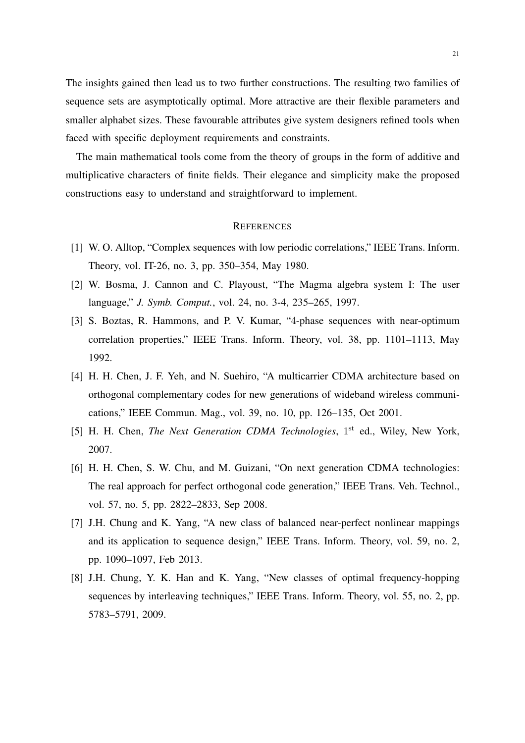The insights gained then lead us to two further constructions. The resulting two families of sequence sets are asymptotically optimal. More attractive are their flexible parameters and smaller alphabet sizes. These favourable attributes give system designers refined tools when faced with specific deployment requirements and constraints.

The main mathematical tools come from the theory of groups in the form of additive and multiplicative characters of finite fields. Their elegance and simplicity make the proposed constructions easy to understand and straightforward to implement.

## REFERENCES

[1] W. O. Alltop, "Complex sequences with low periodic correlations," IEEE Trans. Inform. Theory, vol. IT-26, no. 3, pp. 350–354, May 1980.

[2] W. Bosma, J. Cannon and C. Playoust, "The Magma algebra system I: The user language," *J. Symb. Comput.*, vol. 24, no. 3-4, 235–265, 1997.

[3] S. Boztas, R. Hammons, and P. V. Kumar, "4-phase sequences with near-optimum correlation properties," IEEE Trans. Inform. Theory, vol. 38, pp. 1101–1113, May 1992.

[4] H. H. Chen, J. F. Yeh, and N. Suehiro, "A multicarrier CDMA architecture based on orthogonal complementary codes for new generations of wideband wireless communications," IEEE Commun. Mag., vol. 39, no. 10, pp. 126–135, Oct 2001.

[5] H. H. Chen, *The Next Generation CDMA Technologies*, 1st ed., Wiley, New York, 2007.

[6] H. H. Chen, S. W. Chu, and M. Guizani, "On next generation CDMA technologies: The real approach for perfect orthogonal code generation," IEEE Trans. Veh. Technol., vol. 57, no. 5, pp. 2822–2833, Sep 2008.

[7] J.H. Chung and K. Yang, "A new class of balanced near-perfect nonlinear mappings and its application to sequence design," IEEE Trans. Inform. Theory, vol. 59, no. 2, pp. 1090–1097, Feb 2013.

[8] J.H. Chung, Y. K. Han and K. Yang, "New classes of optimal frequency-hopping sequences by interleaving techniques," IEEE Trans. Inform. Theory, vol. 55, no. 2, pp. 5783–5791, 2009.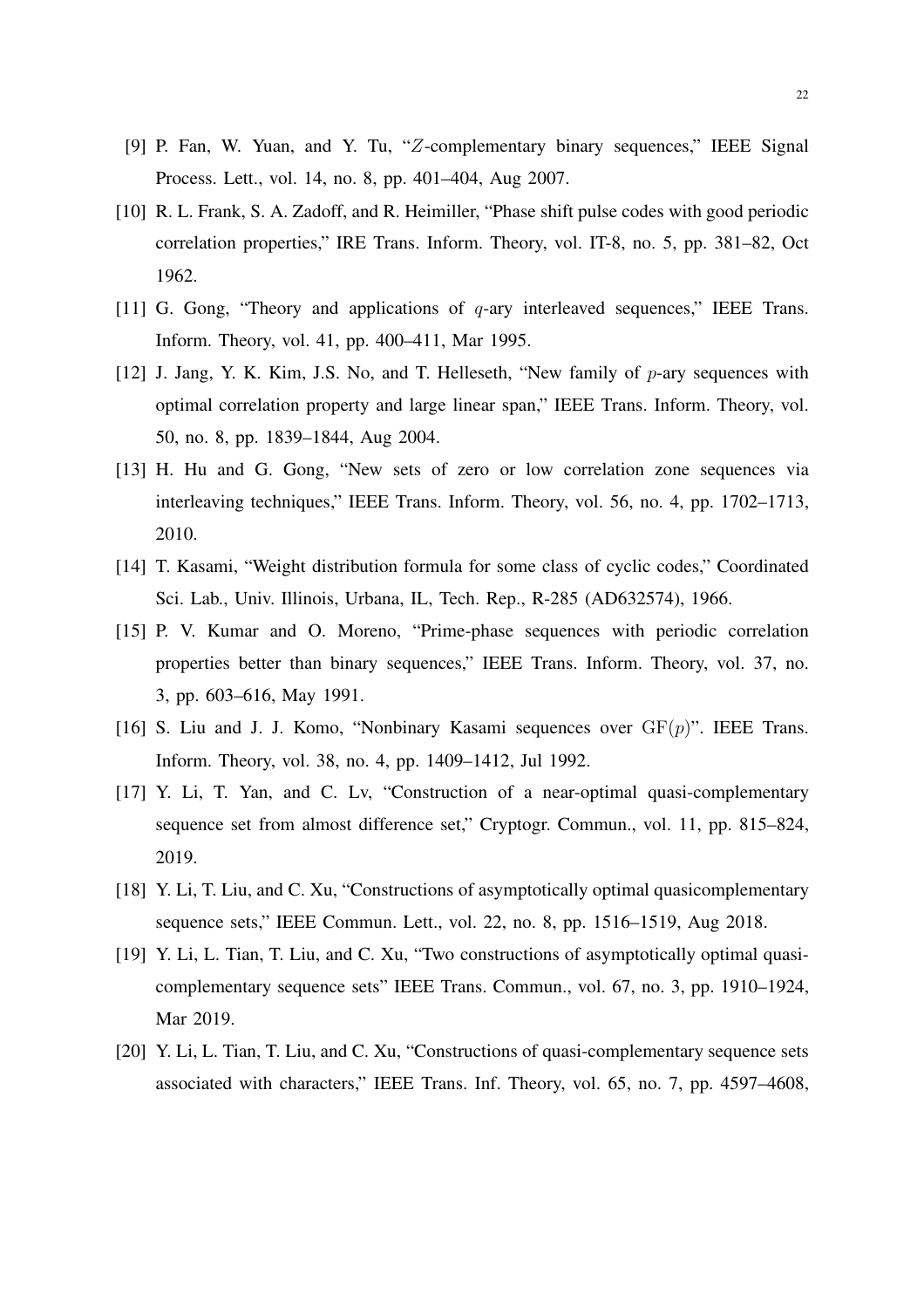[9] P. Fan, W. Yuan, and Y. Tu, "$Z$-complementary binary sequences," IEEE Signal Process. Lett., vol. 14, no. 8, pp. 401–404, Aug 2007.

[10] R. L. Frank, S. A. Zadoff, and R. Heimiller, "Phase shift pulse codes with good periodic correlation properties," IRE Trans. Inform. Theory, vol. IT-8, no. 5, pp. 381–82, Oct 1962.

[11] G. Gong, "Theory and applications of $q$-ary interleaved sequences," IEEE Trans. Inform. Theory, vol. 41, pp. 400–411, Mar 1995.

[12] J. Jang, Y. K. Kim, J.S. No, and T. Helleseth, "New family of $p$-ary sequences with optimal correlation property and large linear span," IEEE Trans. Inform. Theory, vol. 50, no. 8, pp. 1839–1844, Aug 2004.

[13] H. Hu and G. Gong, "New sets of zero or low correlation zone sequences via interleaving techniques," IEEE Trans. Inform. Theory, vol. 56, no. 4, pp. 1702–1713, 2010.

[14] T. Kasami, "Weight distribution formula for some class of cyclic codes," Coordinated Sci. Lab., Univ. Illinois, Urbana, IL, Tech. Rep., R-285 (AD632574), 1966.

[15] P. V. Kumar and O. Moreno, "Prime-phase sequences with periodic correlation properties better than binary sequences," IEEE Trans. Inform. Theory, vol. 37, no. 3, pp. 603–616, May 1991.

[16] S. Liu and J. J. Komo, "Nonbinary Kasami sequences over $\mathrm{GF}(p)$". IEEE Trans. Inform. Theory, vol. 38, no. 4, pp. 1409–1412, Jul 1992.

[17] Y. Li, T. Yan, and C. Lv, "Construction of a near-optimal quasi-complementary sequence set from almost difference set," Cryptogr. Commun., vol. 11, pp. 815–824, 2019.

[18] Y. Li, T. Liu, and C. Xu, "Constructions of asymptotically optimal quasicomplementary sequence sets," IEEE Commun. Lett., vol. 22, no. 8, pp. 1516–1519, Aug 2018.

[19] Y. Li, L. Tian, T. Liu, and C. Xu, "Two constructions of asymptotically optimal quasi-complementary sequence sets" IEEE Trans. Commun., vol. 67, no. 3, pp. 1910–1924, Mar 2019.

[20] Y. Li, L. Tian, T. Liu, and C. Xu, "Constructions of quasi-complementary sequence sets associated with characters," IEEE Trans. Inf. Theory, vol. 65, no. 7, pp. 4597–4608,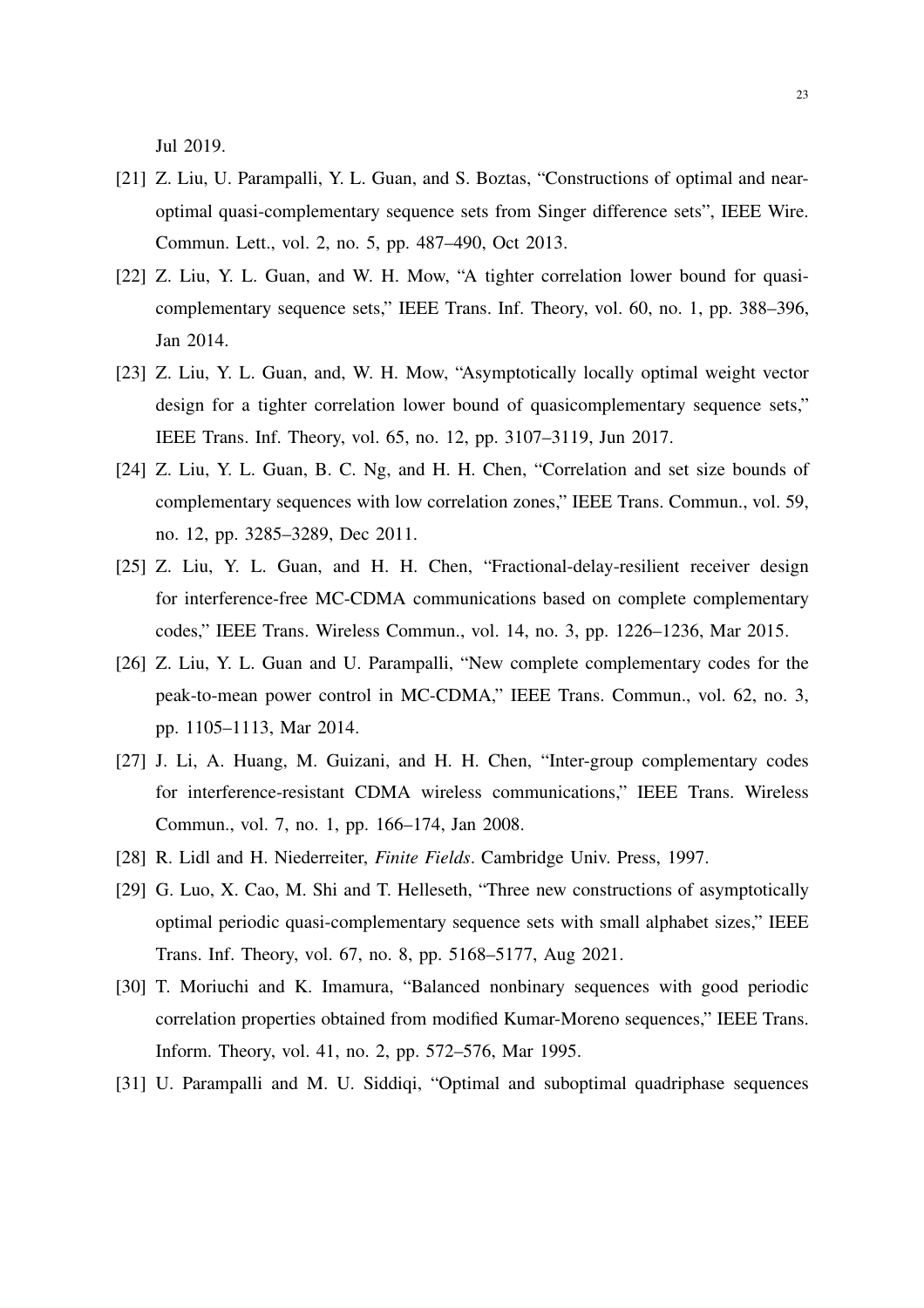Jul 2019.

[21] Z. Liu, U. Parampalli, Y. L. Guan, and S. Boztas, “Constructions of optimal and near-optimal quasi-complementary sequence sets from Singer difference sets”, IEEE Wire. Commun. Lett., vol. 2, no. 5, pp. 487–490, Oct 2013.

[22] Z. Liu, Y. L. Guan, and W. H. Mow, “A tighter correlation lower bound for quasi-complementary sequence sets,” IEEE Trans. Inf. Theory, vol. 60, no. 1, pp. 388–396, Jan 2014.

[23] Z. Liu, Y. L. Guan, and, W. H. Mow, “Asymptotically locally optimal weight vector design for a tighter correlation lower bound of quasicomplementary sequence sets,” IEEE Trans. Inf. Theory, vol. 65, no. 12, pp. 3107–3119, Jun 2017.

[24] Z. Liu, Y. L. Guan, B. C. Ng, and H. H. Chen, “Correlation and set size bounds of complementary sequences with low correlation zones,” IEEE Trans. Commun., vol. 59, no. 12, pp. 3285–3289, Dec 2011.

[25] Z. Liu, Y. L. Guan, and H. H. Chen, “Fractional-delay-resilient receiver design for interference-free MC-CDMA communications based on complete complementary codes,” IEEE Trans. Wireless Commun., vol. 14, no. 3, pp. 1226–1236, Mar 2015.

[26] Z. Liu, Y. L. Guan and U. Parampalli, “New complete complementary codes for the peak-to-mean power control in MC-CDMA,” IEEE Trans. Commun., vol. 62, no. 3, pp. 1105–1113, Mar 2014.

[27] J. Li, A. Huang, M. Guizani, and H. H. Chen, “Inter-group complementary codes for interference-resistant CDMA wireless communications,” IEEE Trans. Wireless Commun., vol. 7, no. 1, pp. 166–174, Jan 2008.

[28] R. Lidl and H. Niederreiter, *Finite Fields*. Cambridge Univ. Press, 1997.

[29] G. Luo, X. Cao, M. Shi and T. Helleseth, “Three new constructions of asymptotically optimal periodic quasi-complementary sequence sets with small alphabet sizes,” IEEE Trans. Inf. Theory, vol. 67, no. 8, pp. 5168–5177, Aug 2021.

[30] T. Moriuchi and K. Imamura, “Balanced nonbinary sequences with good periodic correlation properties obtained from modified Kumar-Moreno sequences,” IEEE Trans. Inform. Theory, vol. 41, no. 2, pp. 572–576, Mar 1995.

[31] U. Parampalli and M. U. Siddiqi, “Optimal and suboptimal quadriphase sequences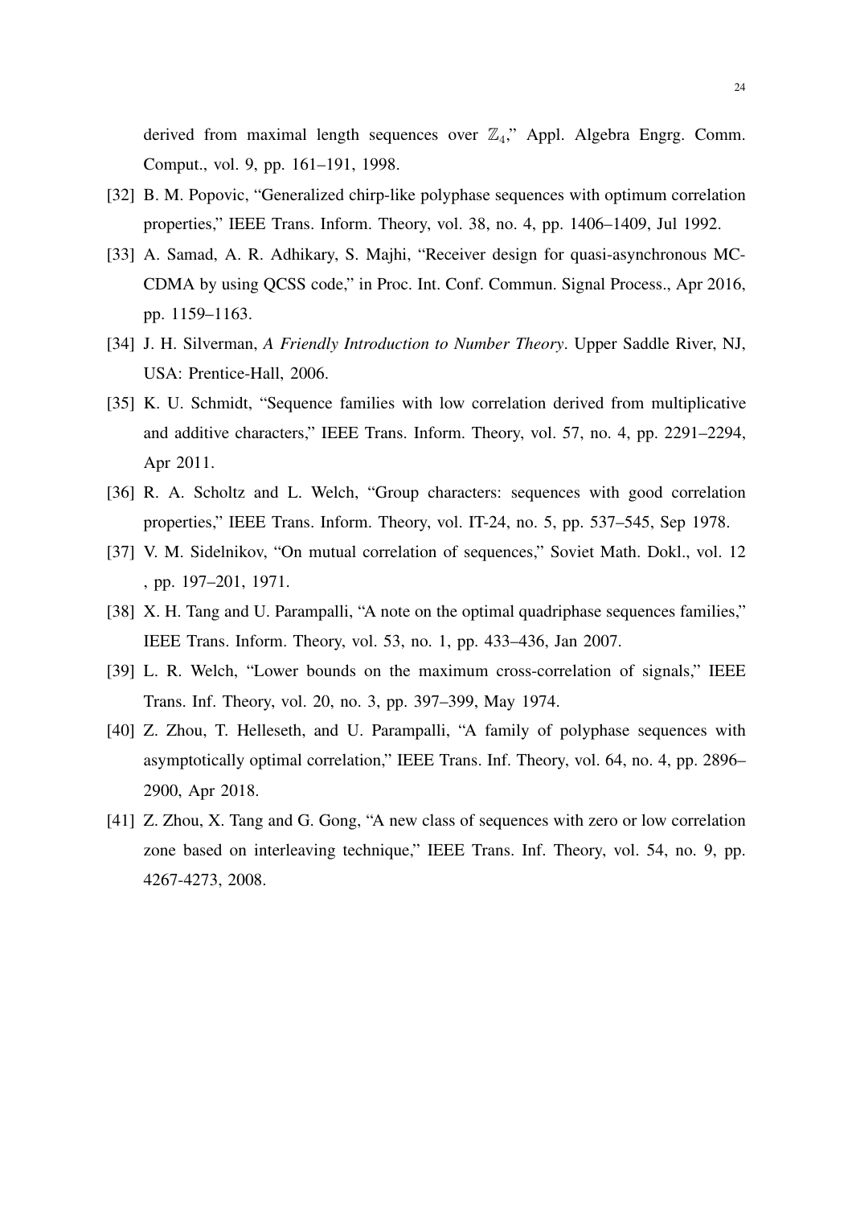derived from maximal length sequences over $\mathbb{Z}_4$," Appl. Algebra Engrg. Comm. Comput., vol. 9, pp. 161–191, 1998.

[32] B. M. Popovic, "Generalized chirp-like polyphase sequences with optimum correlation properties," IEEE Trans. Inform. Theory, vol. 38, no. 4, pp. 1406–1409, Jul 1992.

[33] A. Samad, A. R. Adhikary, S. Majhi, "Receiver design for quasi-asynchronous MC-CDMA by using QCSS code," in Proc. Int. Conf. Commun. Signal Process., Apr 2016, pp. 1159–1163.

[34] J. H. Silverman, *A Friendly Introduction to Number Theory*. Upper Saddle River, NJ, USA: Prentice-Hall, 2006.

[35] K. U. Schmidt, "Sequence families with low correlation derived from multiplicative and additive characters," IEEE Trans. Inform. Theory, vol. 57, no. 4, pp. 2291–2294, Apr 2011.

[36] R. A. Scholtz and L. Welch, "Group characters: sequences with good correlation properties," IEEE Trans. Inform. Theory, vol. IT-24, no. 5, pp. 537–545, Sep 1978.

[37] V. M. Sidelnikov, "On mutual correlation of sequences," Soviet Math. Dokl., vol. 12 , pp. 197–201, 1971.

[38] X. H. Tang and U. Parampalli, "A note on the optimal quadriphase sequences families," IEEE Trans. Inform. Theory, vol. 53, no. 1, pp. 433–436, Jan 2007.

[39] L. R. Welch, "Lower bounds on the maximum cross-correlation of signals," IEEE Trans. Inf. Theory, vol. 20, no. 3, pp. 397–399, May 1974.

[40] Z. Zhou, T. Helleseth, and U. Parampalli, "A family of polyphase sequences with asymptotically optimal correlation," IEEE Trans. Inf. Theory, vol. 64, no. 4, pp. 2896–2900, Apr 2018.

[41] Z. Zhou, X. Tang and G. Gong, "A new class of sequences with zero or low correlation zone based on interleaving technique," IEEE Trans. Inf. Theory, vol. 54, no. 9, pp. 4267-4273, 2008.